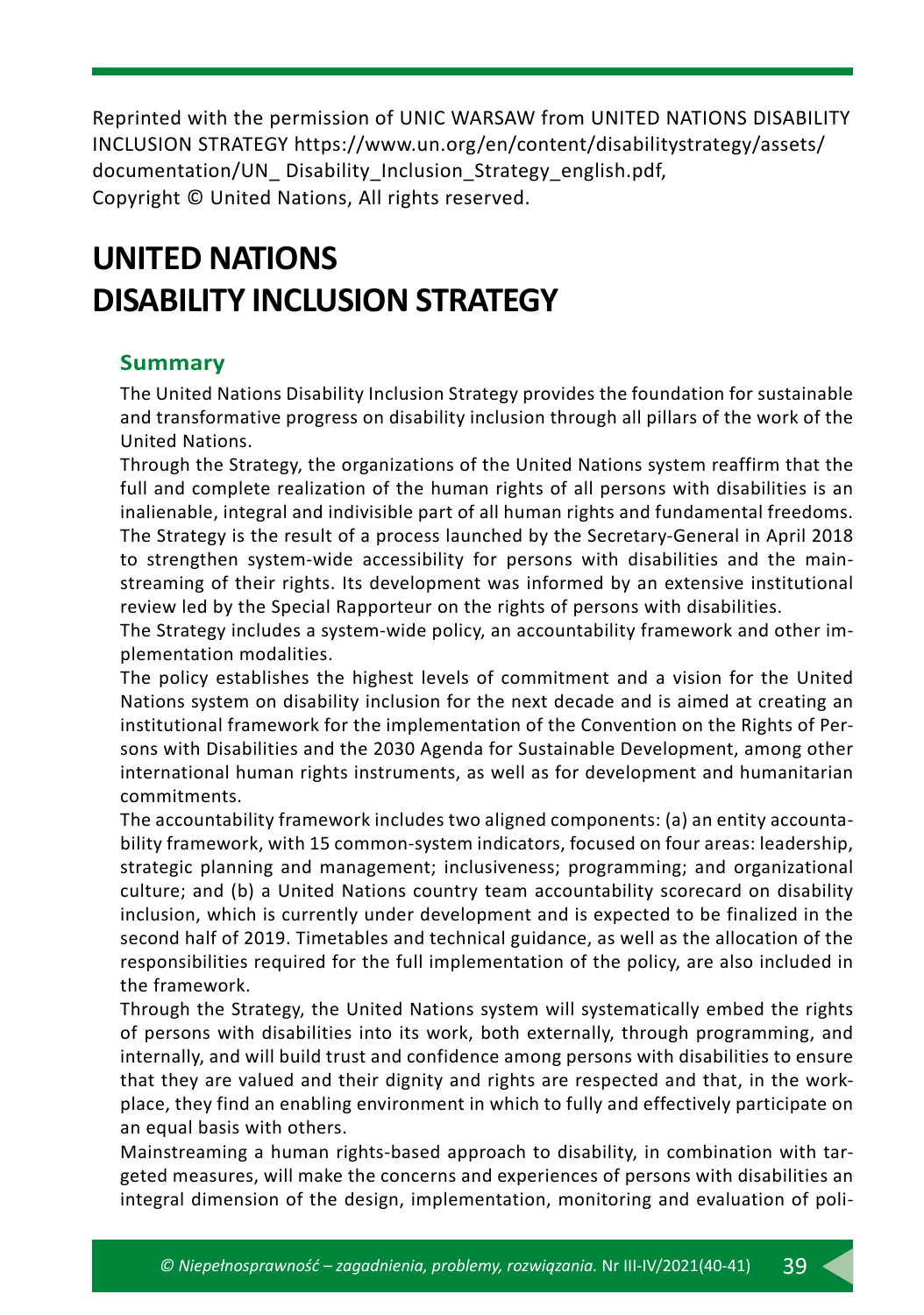Reprinted with the permission of UNIC WARSAW from UNITED NATIONS DISABILITY INCLUSION STRATEGY https://www.un.org/en/content/disabilitystrategy/assets/documentation/UN_ Disability_Inclusion_Strategy_english.pdf,
Copyright © United Nations, All rights reserved.

# UNITED NATIONS DISABILITY INCLUSION STRATEGY

## Summary

The United Nations Disability Inclusion Strategy provides the foundation for sustainable and transformative progress on disability inclusion through all pillars of the work of the United Nations.

Through the Strategy, the organizations of the United Nations system reaffirm that the full and complete realization of the human rights of all persons with disabilities is an inalienable, integral and indivisible part of all human rights and fundamental freedoms.

The Strategy is the result of a process launched by the Secretary-General in April 2018 to strengthen system-wide accessibility for persons with disabilities and the mainstreaming of their rights. Its development was informed by an extensive institutional review led by the Special Rapporteur on the rights of persons with disabilities.

The Strategy includes a system-wide policy, an accountability framework and other implementation modalities.

The policy establishes the highest levels of commitment and a vision for the United Nations system on disability inclusion for the next decade and is aimed at creating an institutional framework for the implementation of the Convention on the Rights of Persons with Disabilities and the 2030 Agenda for Sustainable Development, among other international human rights instruments, as well as for development and humanitarian commitments.

The accountability framework includes two aligned components: (a) an entity accountability framework, with 15 common-system indicators, focused on four areas: leadership, strategic planning and management; inclusiveness; programming; and organizational culture; and (b) a United Nations country team accountability scorecard on disability inclusion, which is currently under development and is expected to be finalized in the second half of 2019. Timetables and technical guidance, as well as the allocation of the responsibilities required for the full implementation of the policy, are also included in the framework.

Through the Strategy, the United Nations system will systematically embed the rights of persons with disabilities into its work, both externally, through programming, and internally, and will build trust and confidence among persons with disabilities to ensure that they are valued and their dignity and rights are respected and that, in the workplace, they find an enabling environment in which to fully and effectively participate on an equal basis with others.

Mainstreaming a human rights-based approach to disability, in combination with targeted measures, will make the concerns and experiences of persons with disabilities an integral dimension of the design, implementation, monitoring and evaluation of poli-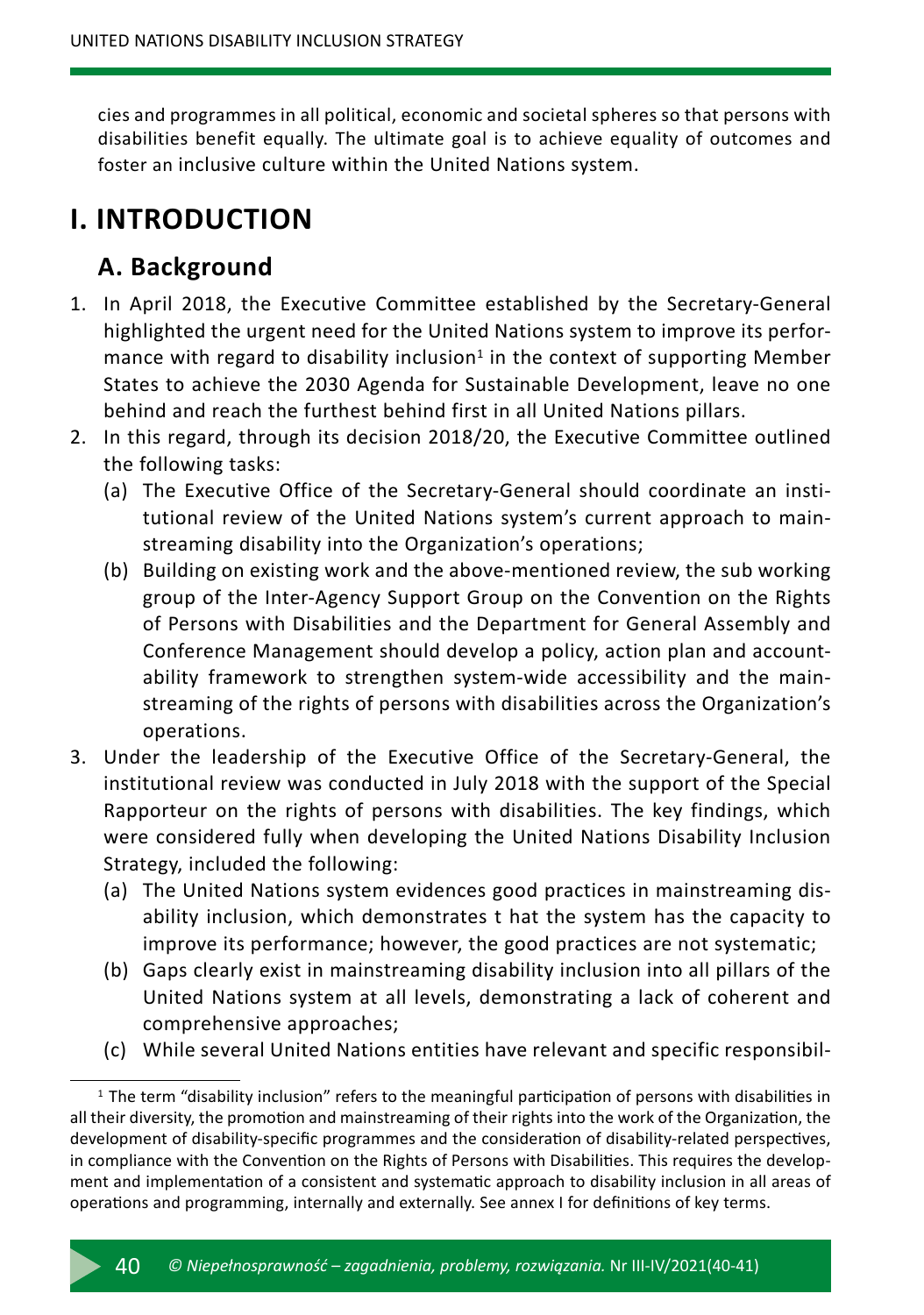cies and programmes in all political, economic and societal spheres so that persons with disabilities benefit equally. The ultimate goal is to achieve equality of outcomes and foster an inclusive culture within the United Nations system.

# I. INTRODUCTION

## A. Background

1. In April 2018, the Executive Committee established by the Secretary-General highlighted the urgent need for the United Nations system to improve its performance with regard to disability inclusion[1] in the context of supporting Member States to achieve the 2030 Agenda for Sustainable Development, leave no one behind and reach the furthest behind first in all United Nations pillars.
2. In this regard, through its decision 2018/20, the Executive Committee outlined the following tasks:
   (a) The Executive Office of the Secretary-General should coordinate an institutional review of the United Nations system's current approach to mainstreaming disability into the Organization's operations;
   (b) Building on existing work and the above-mentioned review, the sub working group of the Inter-Agency Support Group on the Convention on the Rights of Persons with Disabilities and the Department for General Assembly and Conference Management should develop a policy, action plan and accountability framework to strengthen system-wide accessibility and the mainstreaming of the rights of persons with disabilities across the Organization's operations.
3. Under the leadership of the Executive Office of the Secretary-General, the institutional review was conducted in July 2018 with the support of the Special Rapporteur on the rights of persons with disabilities. The key findings, which were considered fully when developing the United Nations Disability Inclusion Strategy, included the following:
   (a) The United Nations system evidences good practices in mainstreaming disability inclusion, which demonstrates t hat the system has the capacity to improve its performance; however, the good practices are not systematic;
   (b) Gaps clearly exist in mainstreaming disability inclusion into all pillars of the United Nations system at all levels, demonstrating a lack of coherent and comprehensive approaches;
   (c) While several United Nations entities have relevant and specific responsibil-

[1] The term "disability inclusion" refers to the meaningful participation of persons with disabilities in all their diversity, the promotion and mainstreaming of their rights into the work of the Organization, the development of disability-specific programmes and the consideration of disability-related perspectives, in compliance with the Convention on the Rights of Persons with Disabilities. This requires the development and implementation of a consistent and systematic approach to disability inclusion in all areas of operations and programming, internally and externally. See annex I for definitions of key terms.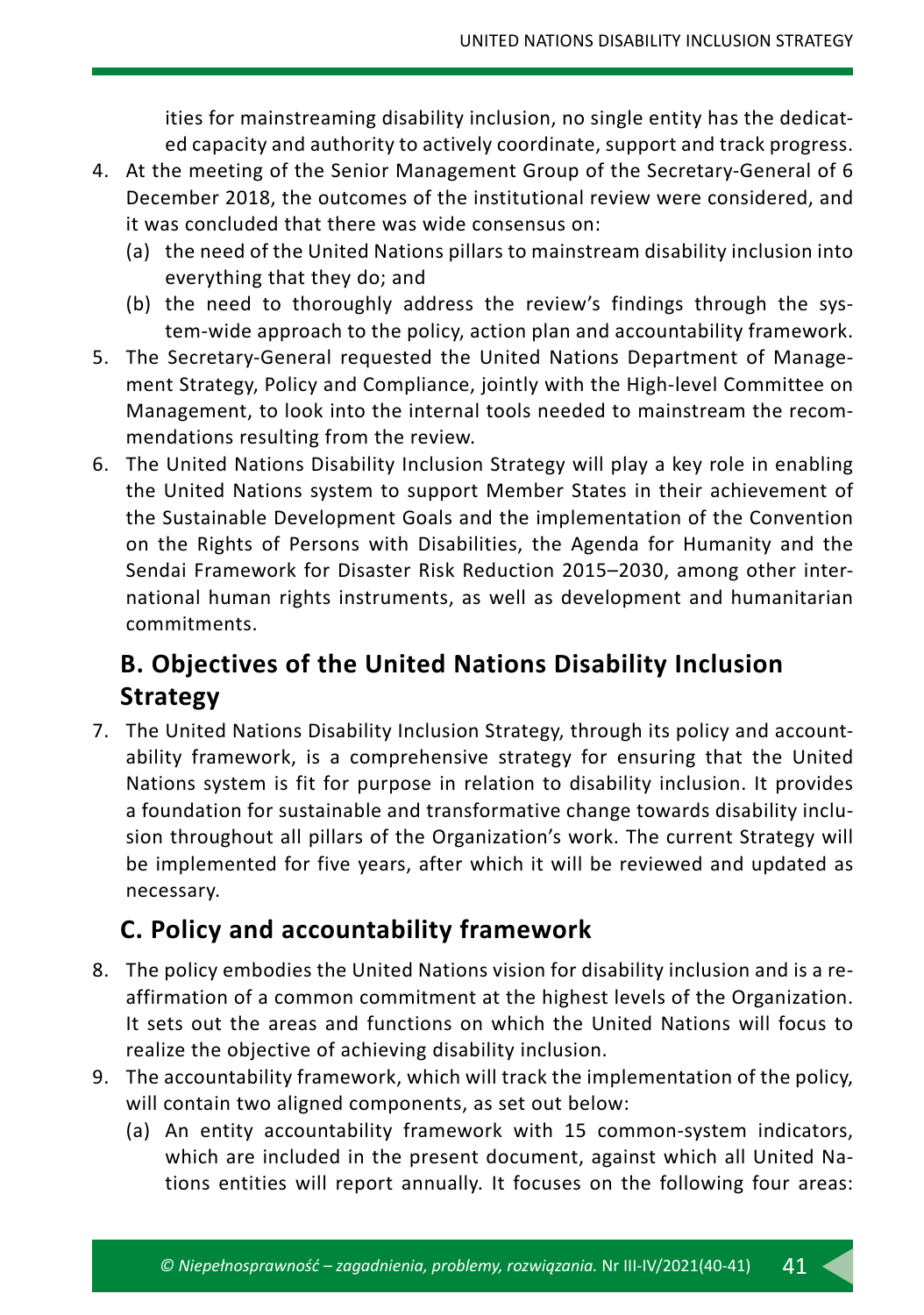ities for mainstreaming disability inclusion, no single entity has the dedicated capacity and authority to actively coordinate, support and track progress.

4. At the meeting of the Senior Management Group of the Secretary-General of 6 December 2018, the outcomes of the institutional review were considered, and it was concluded that there was wide consensus on:
   (a) the need of the United Nations pillars to mainstream disability inclusion into everything that they do; and
   (b) the need to thoroughly address the review's findings through the system-wide approach to the policy, action plan and accountability framework.
5. The Secretary-General requested the United Nations Department of Management Strategy, Policy and Compliance, jointly with the High-level Committee on Management, to look into the internal tools needed to mainstream the recommendations resulting from the review.
6. The United Nations Disability Inclusion Strategy will play a key role in enabling the United Nations system to support Member States in their achievement of the Sustainable Development Goals and the implementation of the Convention on the Rights of Persons with Disabilities, the Agenda for Humanity and the Sendai Framework for Disaster Risk Reduction 2015–2030, among other international human rights instruments, as well as development and humanitarian commitments.

## B. Objectives of the United Nations Disability Inclusion Strategy

7. The United Nations Disability Inclusion Strategy, through its policy and accountability framework, is a comprehensive strategy for ensuring that the United Nations system is fit for purpose in relation to disability inclusion. It provides a foundation for sustainable and transformative change towards disability inclusion throughout all pillars of the Organization's work. The current Strategy will be implemented for five years, after which it will be reviewed and updated as necessary.

## C. Policy and accountability framework

8. The policy embodies the United Nations vision for disability inclusion and is a reaffirmation of a common commitment at the highest levels of the Organization. It sets out the areas and functions on which the United Nations will focus to realize the objective of achieving disability inclusion.
9. The accountability framework, which will track the implementation of the policy, will contain two aligned components, as set out below:
   (a) An entity accountability framework with 15 common-system indicators, which are included in the present document, against which all United Nations entities will report annually. It focuses on the following four areas: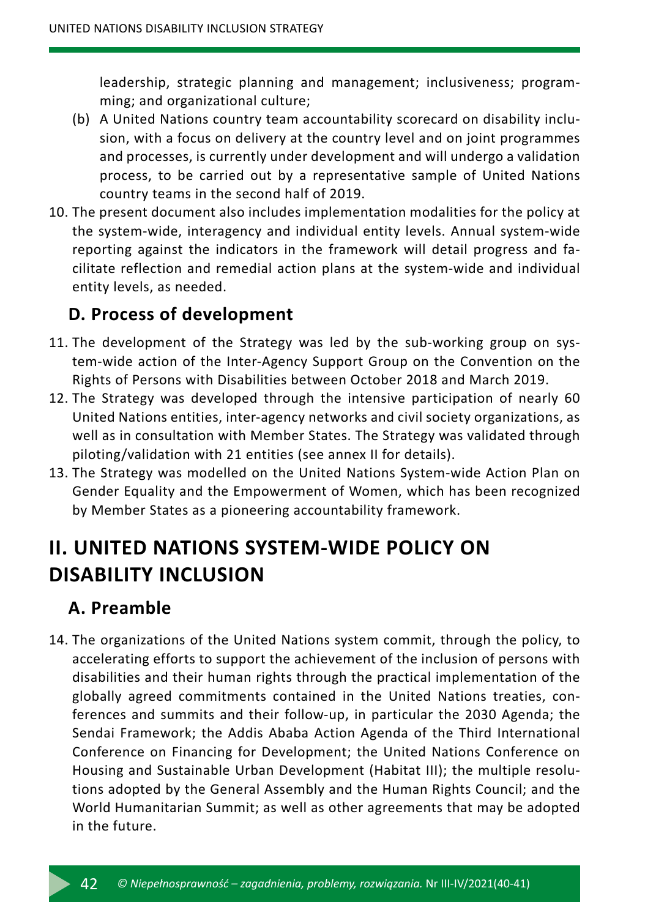leadership, strategic planning and management; inclusiveness; programming; and organizational culture;

(b) A United Nations country team accountability scorecard on disability inclusion, with a focus on delivery at the country level and on joint programmes and processes, is currently under development and will undergo a validation process, to be carried out by a representative sample of United Nations country teams in the second half of 2019.

10. The present document also includes implementation modalities for the policy at the system-wide, interagency and individual entity levels. Annual system-wide reporting against the indicators in the framework will detail progress and facilitate reflection and remedial action plans at the system-wide and individual entity levels, as needed.

### D. Process of development

11. The development of the Strategy was led by the sub-working group on system-wide action of the Inter-Agency Support Group on the Convention on the Rights of Persons with Disabilities between October 2018 and March 2019.
12. The Strategy was developed through the intensive participation of nearly 60 United Nations entities, inter-agency networks and civil society organizations, as well as in consultation with Member States. The Strategy was validated through piloting/validation with 21 entities (see annex II for details).
13. The Strategy was modelled on the United Nations System-wide Action Plan on Gender Equality and the Empowerment of Women, which has been recognized by Member States as a pioneering accountability framework.

## II. UNITED NATIONS SYSTEM-WIDE POLICY ON DISABILITY INCLUSION

### A. Preamble

14. The organizations of the United Nations system commit, through the policy, to accelerating efforts to support the achievement of the inclusion of persons with disabilities and their human rights through the practical implementation of the globally agreed commitments contained in the United Nations treaties, conferences and summits and their follow-up, in particular the 2030 Agenda; the Sendai Framework; the Addis Ababa Action Agenda of the Third International Conference on Financing for Development; the United Nations Conference on Housing and Sustainable Urban Development (Habitat III); the multiple resolutions adopted by the General Assembly and the Human Rights Council; and the World Humanitarian Summit; as well as other agreements that may be adopted in the future.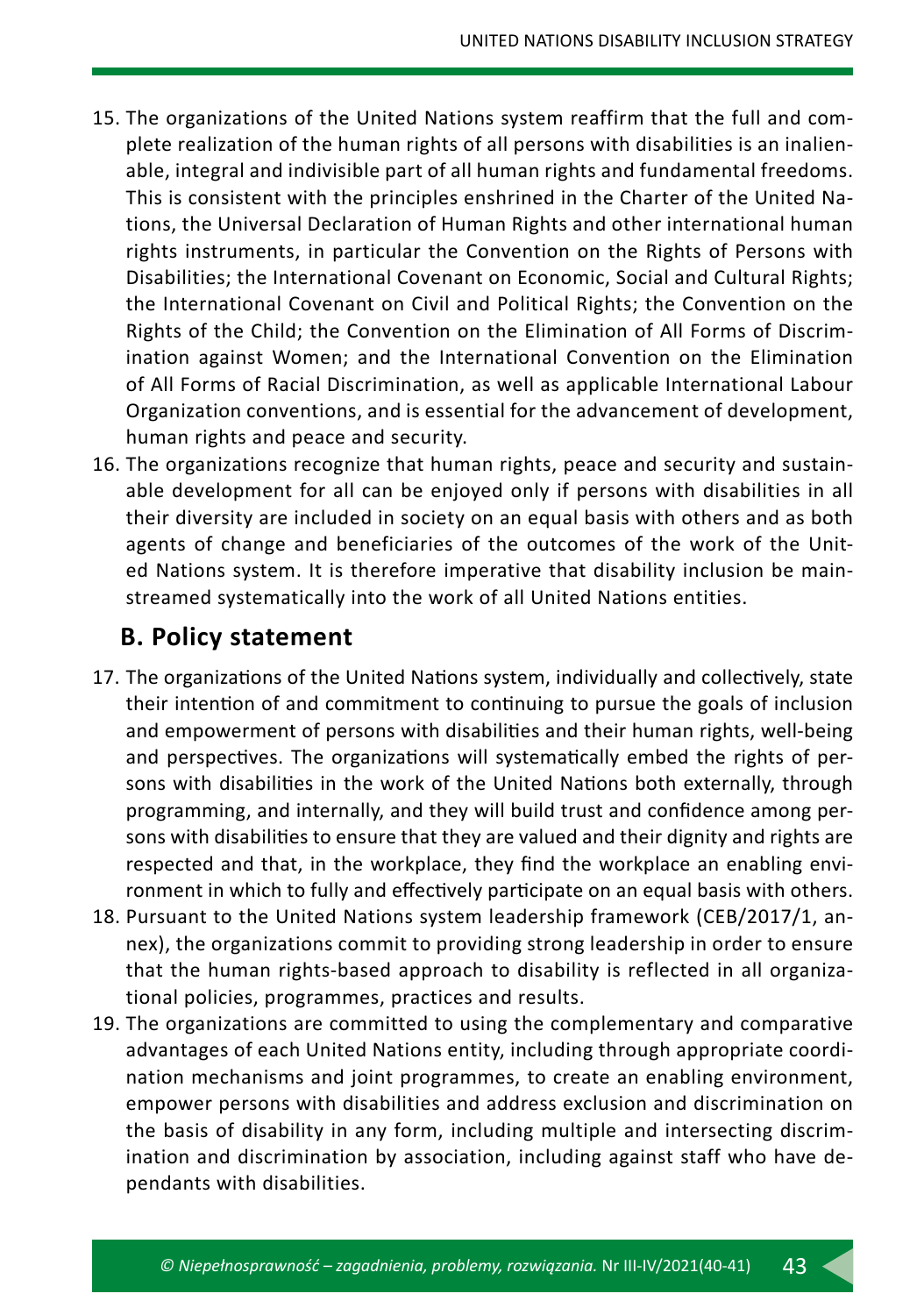15. The organizations of the United Nations system reaffirm that the full and complete realization of the human rights of all persons with disabilities is an inalienable, integral and indivisible part of all human rights and fundamental freedoms. This is consistent with the principles enshrined in the Charter of the United Nations, the Universal Declaration of Human Rights and other international human rights instruments, in particular the Convention on the Rights of Persons with Disabilities; the International Covenant on Economic, Social and Cultural Rights; the International Covenant on Civil and Political Rights; the Convention on the Rights of the Child; the Convention on the Elimination of All Forms of Discrimination against Women; and the International Convention on the Elimination of All Forms of Racial Discrimination, as well as applicable International Labour Organization conventions, and is essential for the advancement of development, human rights and peace and security.
16. The organizations recognize that human rights, peace and security and sustainable development for all can be enjoyed only if persons with disabilities in all their diversity are included in society on an equal basis with others and as both agents of change and beneficiaries of the outcomes of the work of the United Nations system. It is therefore imperative that disability inclusion be mainstreamed systematically into the work of all United Nations entities.

## B. Policy statement

17. The organizations of the United Nations system, individually and collectively, state their intention of and commitment to continuing to pursue the goals of inclusion and empowerment of persons with disabilities and their human rights, well-being and perspectives. The organizations will systematically embed the rights of persons with disabilities in the work of the United Nations both externally, through programming, and internally, and they will build trust and confidence among persons with disabilities to ensure that they are valued and their dignity and rights are respected and that, in the workplace, they find the workplace an enabling environment in which to fully and effectively participate on an equal basis with others.
18. Pursuant to the United Nations system leadership framework (CEB/2017/1, annex), the organizations commit to providing strong leadership in order to ensure that the human rights-based approach to disability is reflected in all organizational policies, programmes, practices and results.
19. The organizations are committed to using the complementary and comparative advantages of each United Nations entity, including through appropriate coordination mechanisms and joint programmes, to create an enabling environment, empower persons with disabilities and address exclusion and discrimination on the basis of disability in any form, including multiple and intersecting discrimination and discrimination by association, including against staff who have dependants with disabilities.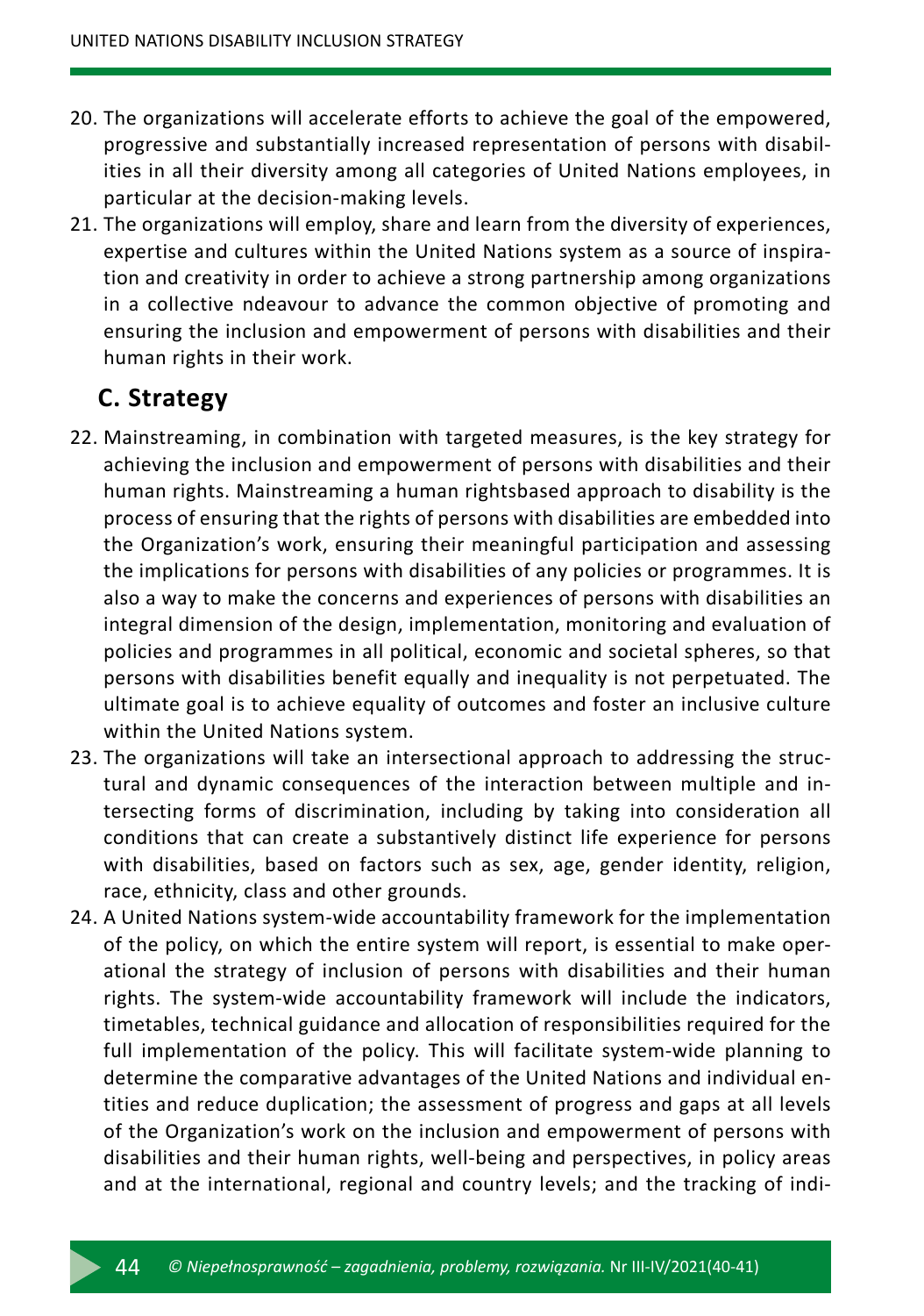20. The organizations will accelerate efforts to achieve the goal of the empowered, progressive and substantially increased representation of persons with disabilities in all their diversity among all categories of United Nations employees, in particular at the decision-making levels.
21. The organizations will employ, share and learn from the diversity of experiences, expertise and cultures within the United Nations system as a source of inspiration and creativity in order to achieve a strong partnership among organizations in a collective ndeavour to advance the common objective of promoting and ensuring the inclusion and empowerment of persons with disabilities and their human rights in their work.

## C. Strategy

22. Mainstreaming, in combination with targeted measures, is the key strategy for achieving the inclusion and empowerment of persons with disabilities and their human rights. Mainstreaming a human rightsbased approach to disability is the process of ensuring that the rights of persons with disabilities are embedded into the Organization's work, ensuring their meaningful participation and assessing the implications for persons with disabilities of any policies or programmes. It is also a way to make the concerns and experiences of persons with disabilities an integral dimension of the design, implementation, monitoring and evaluation of policies and programmes in all political, economic and societal spheres, so that persons with disabilities benefit equally and inequality is not perpetuated. The ultimate goal is to achieve equality of outcomes and foster an inclusive culture within the United Nations system.
23. The organizations will take an intersectional approach to addressing the structural and dynamic consequences of the interaction between multiple and intersecting forms of discrimination, including by taking into consideration all conditions that can create a substantively distinct life experience for persons with disabilities, based on factors such as sex, age, gender identity, religion, race, ethnicity, class and other grounds.
24. A United Nations system-wide accountability framework for the implementation of the policy, on which the entire system will report, is essential to make operational the strategy of inclusion of persons with disabilities and their human rights. The system-wide accountability framework will include the indicators, timetables, technical guidance and allocation of responsibilities required for the full implementation of the policy. This will facilitate system-wide planning to determine the comparative advantages of the United Nations and individual entities and reduce duplication; the assessment of progress and gaps at all levels of the Organization's work on the inclusion and empowerment of persons with disabilities and their human rights, well-being and perspectives, in policy areas and at the international, regional and country levels; and the tracking of indi-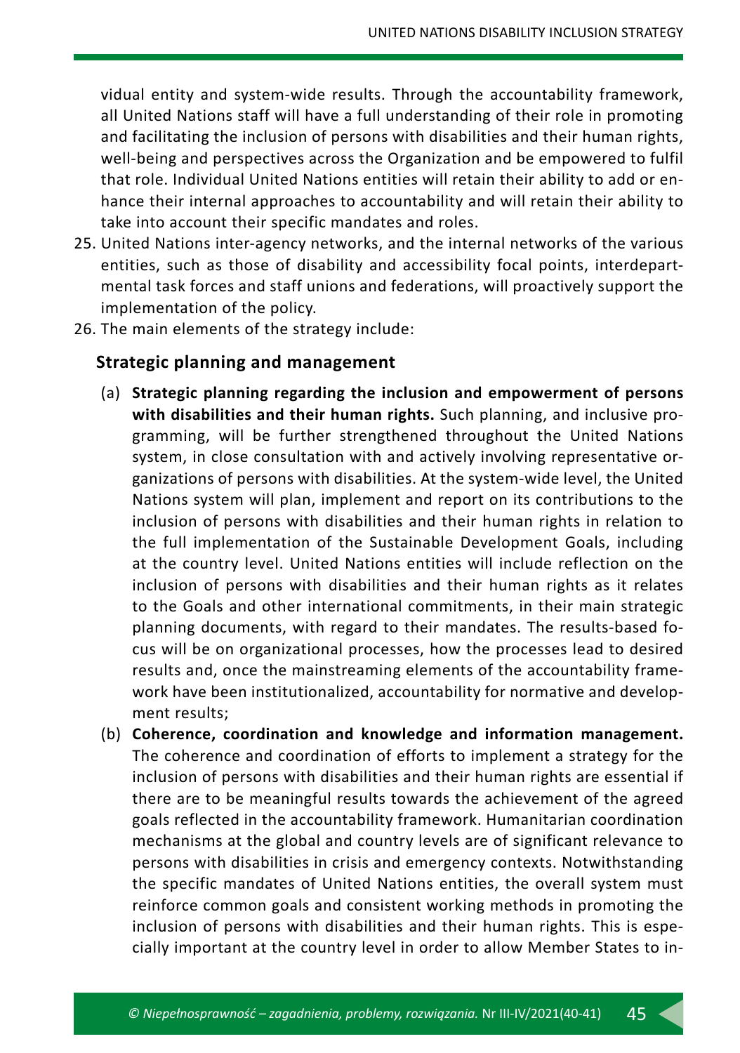vidual entity and system-wide results. Through the accountability framework, all United Nations staff will have a full understanding of their role in promoting and facilitating the inclusion of persons with disabilities and their human rights, well-being and perspectives across the Organization and be empowered to fulfil that role. Individual United Nations entities will retain their ability to add or enhance their internal approaches to accountability and will retain their ability to take into account their specific mandates and roles.

25. United Nations inter-agency networks, and the internal networks of the various entities, such as those of disability and accessibility focal points, interdepartmental task forces and staff unions and federations, will proactively support the implementation of the policy.
26. The main elements of the strategy include:

### Strategic planning and management

(a) **Strategic planning regarding the inclusion and empowerment of persons with disabilities and their human rights.** Such planning, and inclusive programming, will be further strengthened throughout the United Nations system, in close consultation with and actively involving representative organizations of persons with disabilities. At the system-wide level, the United Nations system will plan, implement and report on its contributions to the inclusion of persons with disabilities and their human rights in relation to the full implementation of the Sustainable Development Goals, including at the country level. United Nations entities will include reflection on the inclusion of persons with disabilities and their human rights as it relates to the Goals and other international commitments, in their main strategic planning documents, with regard to their mandates. The results-based focus will be on organizational processes, how the processes lead to desired results and, once the mainstreaming elements of the accountability framework have been institutionalized, accountability for normative and development results;

(b) **Coherence, coordination and knowledge and information management.** The coherence and coordination of efforts to implement a strategy for the inclusion of persons with disabilities and their human rights are essential if there are to be meaningful results towards the achievement of the agreed goals reflected in the accountability framework. Humanitarian coordination mechanisms at the global and country levels are of significant relevance to persons with disabilities in crisis and emergency contexts. Notwithstanding the specific mandates of United Nations entities, the overall system must reinforce common goals and consistent working methods in promoting the inclusion of persons with disabilities and their human rights. This is especially important at the country level in order to allow Member States to in-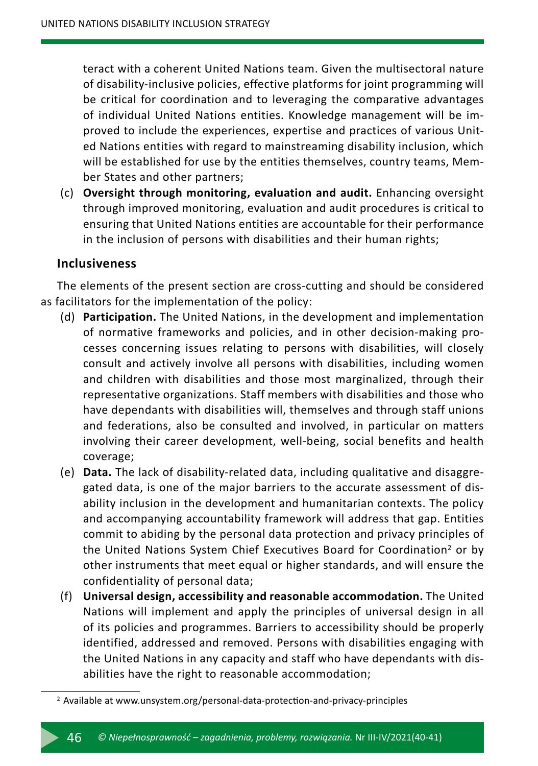teract with a coherent United Nations team. Given the multisectoral nature of disability-inclusive policies, effective platforms for joint programming will be critical for coordination and to leveraging the comparative advantages of individual United Nations entities. Knowledge management will be improved to include the experiences, expertise and practices of various United Nations entities with regard to mainstreaming disability inclusion, which will be established for use by the entities themselves, country teams, Member States and other partners;

(c) **Oversight through monitoring, evaluation and audit.** Enhancing oversight through improved monitoring, evaluation and audit procedures is critical to ensuring that United Nations entities are accountable for their performance in the inclusion of persons with disabilities and their human rights;

### Inclusiveness

The elements of the present section are cross-cutting and should be considered as facilitators for the implementation of the policy:

(d) **Participation.** The United Nations, in the development and implementation of normative frameworks and policies, and in other decision-making processes concerning issues relating to persons with disabilities, will closely consult and actively involve all persons with disabilities, including women and children with disabilities and those most marginalized, through their representative organizations. Staff members with disabilities and those who have dependants with disabilities will, themselves and through staff unions and federations, also be consulted and involved, in particular on matters involving their career development, well-being, social benefits and health coverage;

(e) **Data.** The lack of disability-related data, including qualitative and disaggregated data, is one of the major barriers to the accurate assessment of disability inclusion in the development and humanitarian contexts. The policy and accompanying accountability framework will address that gap. Entities commit to abiding by the personal data protection and privacy principles of the United Nations System Chief Executives Board for Coordination[2] or by other instruments that meet equal or higher standards, and will ensure the confidentiality of personal data;

(f) **Universal design, accessibility and reasonable accommodation.** The United Nations will implement and apply the principles of universal design in all of its policies and programmes. Barriers to accessibility should be properly identified, addressed and removed. Persons with disabilities engaging with the United Nations in any capacity and staff who have dependants with disabilities have the right to reasonable accommodation;

[2] Available at www.unsystem.org/personal-data-protection-and-privacy-principles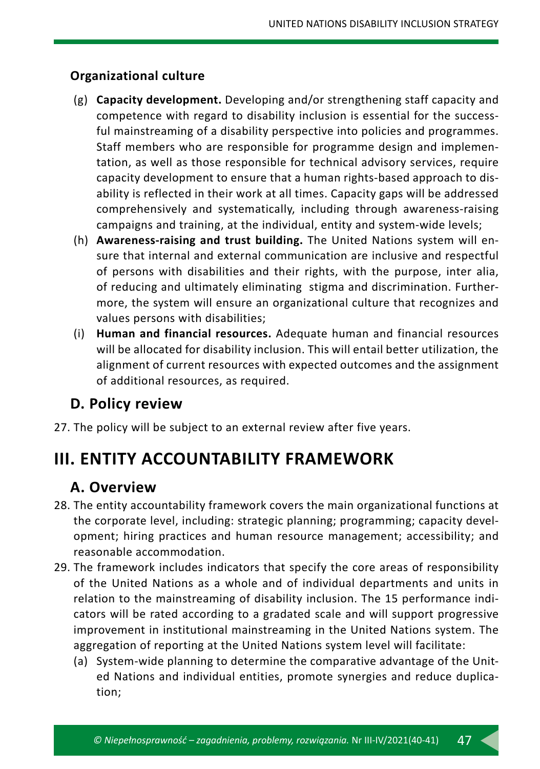### Organizational culture

(g) **Capacity development.** Developing and/or strengthening staff capacity and competence with regard to disability inclusion is essential for the successful mainstreaming of a disability perspective into policies and programmes. Staff members who are responsible for programme design and implementation, as well as those responsible for technical advisory services, require capacity development to ensure that a human rights-based approach to disability is reflected in their work at all times. Capacity gaps will be addressed comprehensively and systematically, including through awareness-raising campaigns and training, at the individual, entity and system-wide levels;

(h) **Awareness-raising and trust building.** The United Nations system will ensure that internal and external communication are inclusive and respectful of persons with disabilities and their rights, with the purpose, inter alia, of reducing and ultimately eliminating stigma and discrimination. Furthermore, the system will ensure an organizational culture that recognizes and values persons with disabilities;

(i) **Human and financial resources.** Adequate human and financial resources will be allocated for disability inclusion. This will entail better utilization, the alignment of current resources with expected outcomes and the assignment of additional resources, as required.

## D. Policy review

27. The policy will be subject to an external review after five years.

# III. ENTITY ACCOUNTABILITY FRAMEWORK

## A. Overview

28. The entity accountability framework covers the main organizational functions at the corporate level, including: strategic planning; programming; capacity development; hiring practices and human resource management; accessibility; and reasonable accommodation.

29. The framework includes indicators that specify the core areas of responsibility of the United Nations as a whole and of individual departments and units in relation to the mainstreaming of disability inclusion. The 15 performance indicators will be rated according to a gradated scale and will support progressive improvement in institutional mainstreaming in the United Nations system. The aggregation of reporting at the United Nations system level will facilitate:

    (a) System-wide planning to determine the comparative advantage of the United Nations and individual entities, promote synergies and reduce duplication;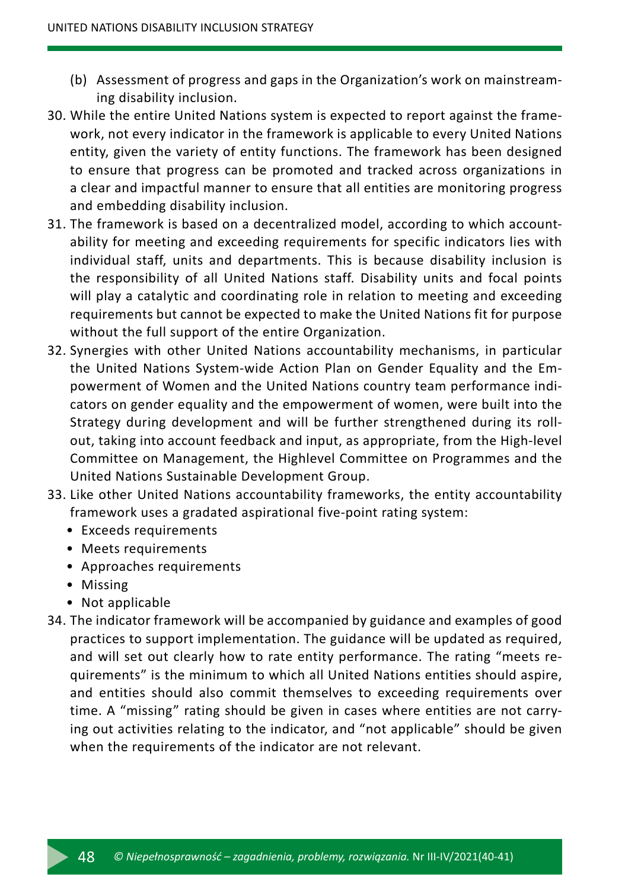(b) Assessment of progress and gaps in the Organization's work on mainstreaming disability inclusion.

30. While the entire United Nations system is expected to report against the framework, not every indicator in the framework is applicable to every United Nations entity, given the variety of entity functions. The framework has been designed to ensure that progress can be promoted and tracked across organizations in a clear and impactful manner to ensure that all entities are monitoring progress and embedding disability inclusion.
31. The framework is based on a decentralized model, according to which accountability for meeting and exceeding requirements for specific indicators lies with individual staff, units and departments. This is because disability inclusion is the responsibility of all United Nations staff. Disability units and focal points will play a catalytic and coordinating role in relation to meeting and exceeding requirements but cannot be expected to make the United Nations fit for purpose without the full support of the entire Organization.
32. Synergies with other United Nations accountability mechanisms, in particular the United Nations System-wide Action Plan on Gender Equality and the Empowerment of Women and the United Nations country team performance indicators on gender equality and the empowerment of women, were built into the Strategy during development and will be further strengthened during its rollout, taking into account feedback and input, as appropriate, from the High-level Committee on Management, the Highlevel Committee on Programmes and the United Nations Sustainable Development Group.
33. Like other United Nations accountability frameworks, the entity accountability framework uses a gradated aspirational five-point rating system:
    - Exceeds requirements
    - Meets requirements
    - Approaches requirements
    - Missing
    - Not applicable
34. The indicator framework will be accompanied by guidance and examples of good practices to support implementation. The guidance will be updated as required, and will set out clearly how to rate entity performance. The rating "meets requirements" is the minimum to which all United Nations entities should aspire, and entities should also commit themselves to exceeding requirements over time. A "missing" rating should be given in cases where entities are not carrying out activities relating to the indicator, and "not applicable" should be given when the requirements of the indicator are not relevant.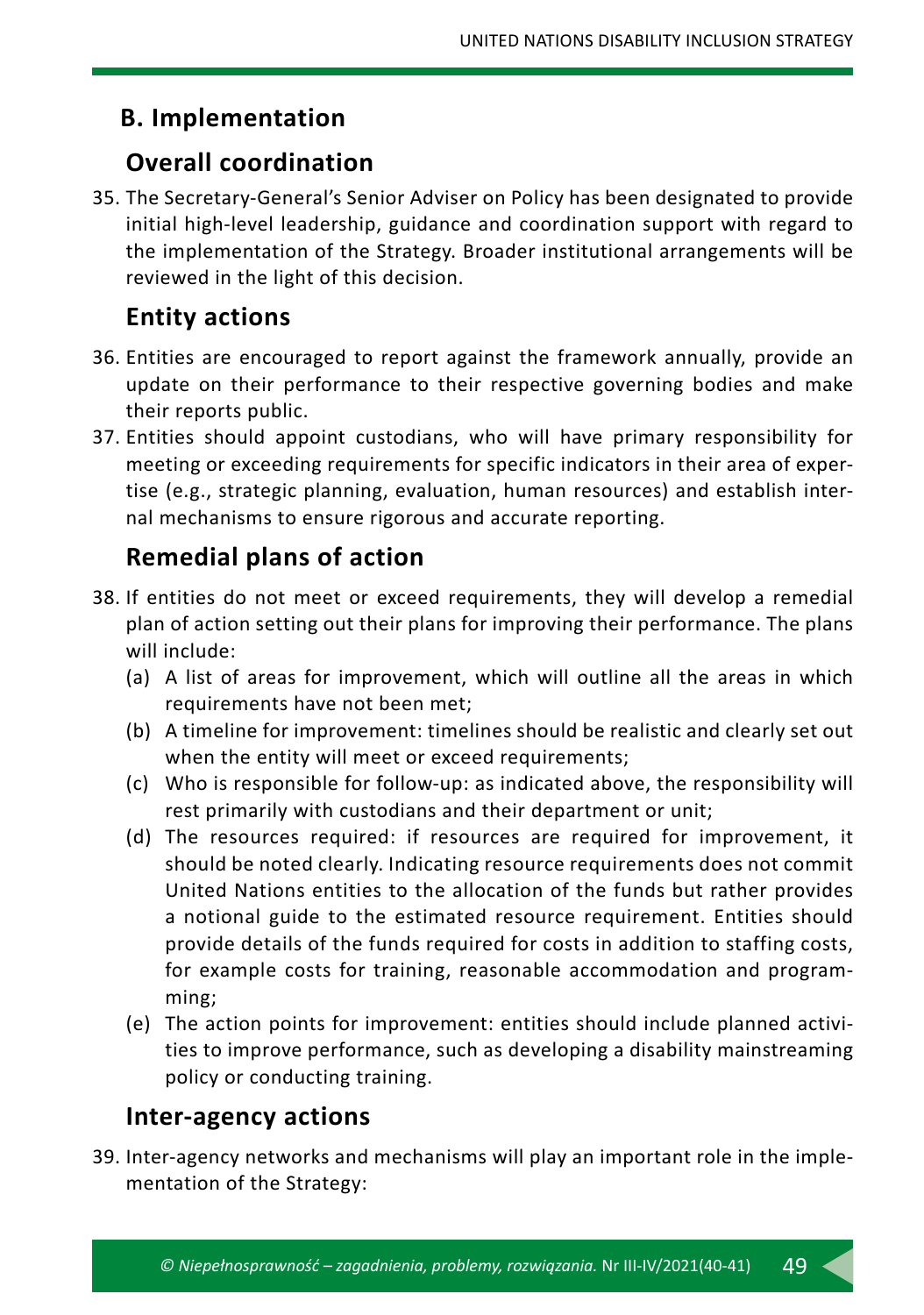## B. Implementation

### Overall coordination

35. The Secretary-General's Senior Adviser on Policy has been designated to provide initial high-level leadership, guidance and coordination support with regard to the implementation of the Strategy. Broader institutional arrangements will be reviewed in the light of this decision.

### Entity actions

36. Entities are encouraged to report against the framework annually, provide an update on their performance to their respective governing bodies and make their reports public.
37. Entities should appoint custodians, who will have primary responsibility for meeting or exceeding requirements for specific indicators in their area of expertise (e.g., strategic planning, evaluation, human resources) and establish internal mechanisms to ensure rigorous and accurate reporting.

### Remedial plans of action

38. If entities do not meet or exceed requirements, they will develop a remedial plan of action setting out their plans for improving their performance. The plans will include:
    (a) A list of areas for improvement, which will outline all the areas in which requirements have not been met;
    (b) A timeline for improvement: timelines should be realistic and clearly set out when the entity will meet or exceed requirements;
    (c) Who is responsible for follow-up: as indicated above, the responsibility will rest primarily with custodians and their department or unit;
    (d) The resources required: if resources are required for improvement, it should be noted clearly. Indicating resource requirements does not commit United Nations entities to the allocation of the funds but rather provides a notional guide to the estimated resource requirement. Entities should provide details of the funds required for costs in addition to staffing costs, for example costs for training, reasonable accommodation and programming;
    (e) The action points for improvement: entities should include planned activities to improve performance, such as developing a disability mainstreaming policy or conducting training.

### Inter-agency actions

39. Inter-agency networks and mechanisms will play an important role in the implementation of the Strategy: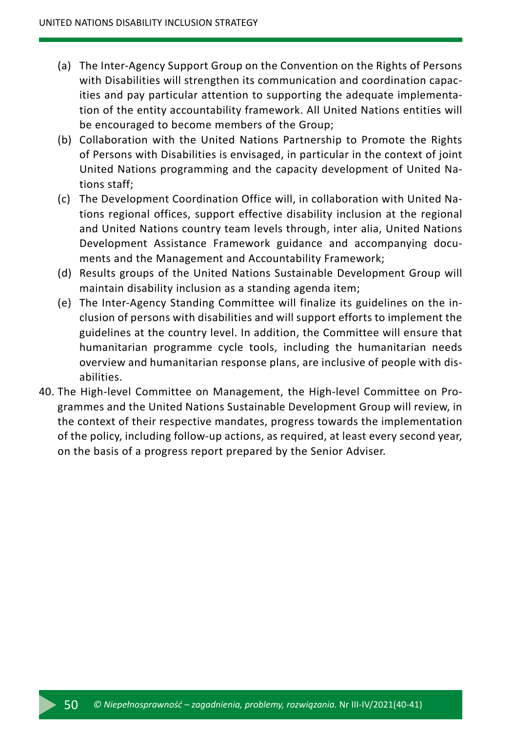(a) The Inter-Agency Support Group on the Convention on the Rights of Persons with Disabilities will strengthen its communication and coordination capacities and pay particular attention to supporting the adequate implementation of the entity accountability framework. All United Nations entities will be encouraged to become members of the Group;

(b) Collaboration with the United Nations Partnership to Promote the Rights of Persons with Disabilities is envisaged, in particular in the context of joint United Nations programming and the capacity development of United Nations staff;

(c) The Development Coordination Office will, in collaboration with United Nations regional offices, support effective disability inclusion at the regional and United Nations country team levels through, inter alia, United Nations Development Assistance Framework guidance and accompanying documents and the Management and Accountability Framework;

(d) Results groups of the United Nations Sustainable Development Group will maintain disability inclusion as a standing agenda item;

(e) The Inter-Agency Standing Committee will finalize its guidelines on the inclusion of persons with disabilities and will support efforts to implement the guidelines at the country level. In addition, the Committee will ensure that humanitarian programme cycle tools, including the humanitarian needs overview and humanitarian response plans, are inclusive of people with disabilities.

40. The High-level Committee on Management, the High-level Committee on Programmes and the United Nations Sustainable Development Group will review, in the context of their respective mandates, progress towards the implementation of the policy, including follow-up actions, as required, at least every second year, on the basis of a progress report prepared by the Senior Adviser.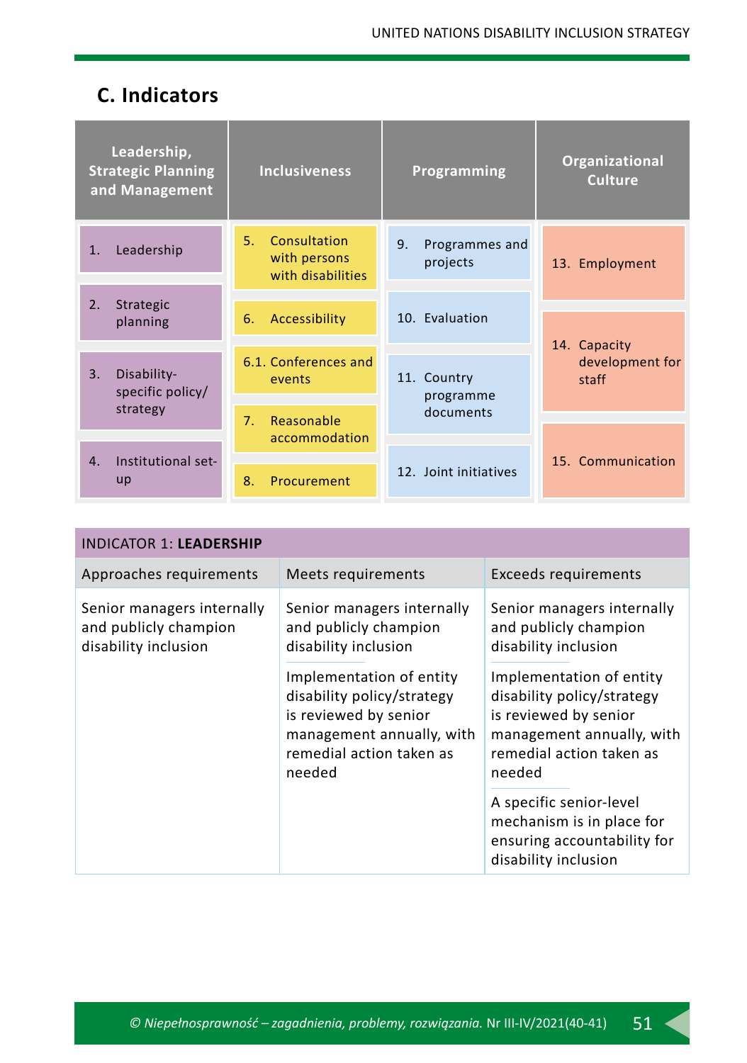## C. Indicators

| Leadership, Strategic Planning and Management | Inclusiveness | Programming | Organizational Culture |
|---|---|---|---|
| 1. Leadership | 5. Consultation with persons with disabilities | 9. Programmes and projects | 13. Employment |
| 2. Strategic planning | 6. Accessibility | 10. Evaluation | 14. Capacity development for staff |
| 3. Disability-specific policy/ strategy | 6.1. Conferences and events | 11. Country programme documents | |
| | 7. Reasonable accommodation | | |
| 4. Institutional set-up | 8. Procurement | 12. Joint initiatives | 15. Communication |

| INDICATOR 1: **LEADERSHIP** | | |
|---|---|---|
| Approaches requirements | Meets requirements | Exceeds requirements |
| Senior managers internally and publicly champion disability inclusion | Senior managers internally and publicly champion disability inclusion<br><br>Implementation of entity disability policy/strategy is reviewed by senior management annually, with remedial action taken as needed | Senior managers internally and publicly champion disability inclusion<br><br>Implementation of entity disability policy/strategy is reviewed by senior management annually, with remedial action taken as needed<br><br>A specific senior-level mechanism is in place for ensuring accountability for disability inclusion |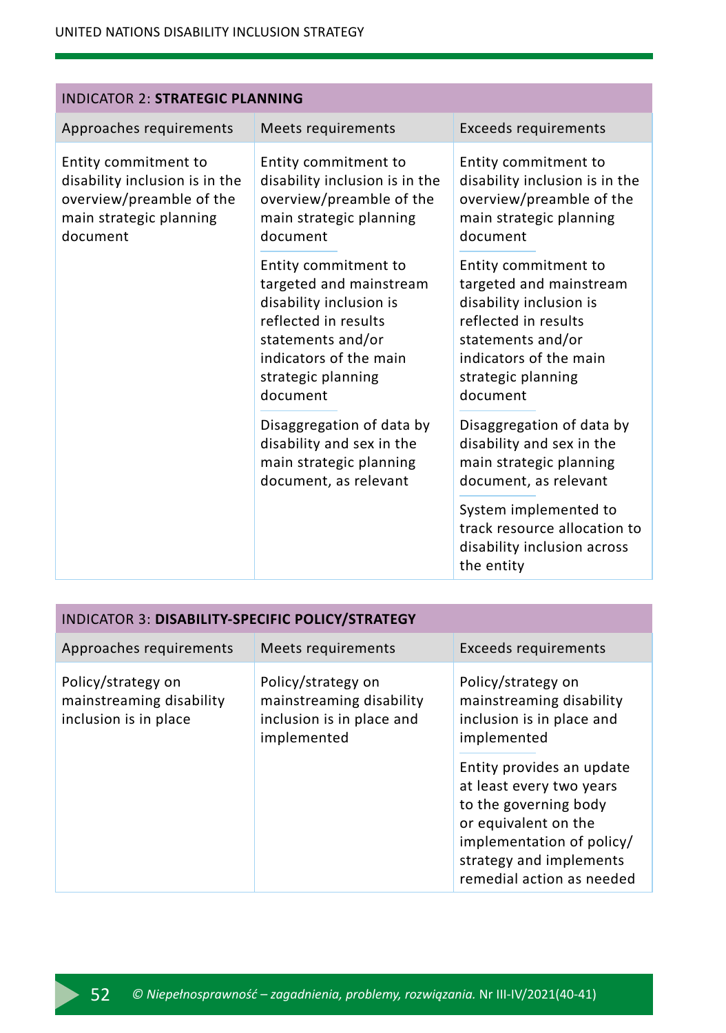| INDICATOR 2: **STRATEGIC PLANNING** | | |
|---|---|---|
| Approaches requirements | Meets requirements | Exceeds requirements |
| Entity commitment to disability inclusion is in the overview/preamble of the main strategic planning document | Entity commitment to disability inclusion is in the overview/preamble of the main strategic planning document<br><br>Entity commitment to targeted and mainstream disability inclusion is reflected in results statements and/or indicators of the main strategic planning document<br><br>Disaggregation of data by disability and sex in the main strategic planning document, as relevant | Entity commitment to disability inclusion is in the overview/preamble of the main strategic planning document<br><br>Entity commitment to targeted and mainstream disability inclusion is reflected in results statements and/or indicators of the main strategic planning document<br><br>Disaggregation of data by disability and sex in the main strategic planning document, as relevant<br><br>System implemented to track resource allocation to disability inclusion across the entity |

| INDICATOR 3: **DISABILITY-SPECIFIC POLICY/STRATEGY** | | |
|---|---|---|
| Approaches requirements | Meets requirements | Exceeds requirements |
| Policy/strategy on mainstreaming disability inclusion is in place | Policy/strategy on mainstreaming disability inclusion is in place and implemented | Policy/strategy on mainstreaming disability inclusion is in place and implemented<br><br>Entity provides an update at least every two years to the governing body or equivalent on the implementation of policy/strategy and implements remedial action as needed |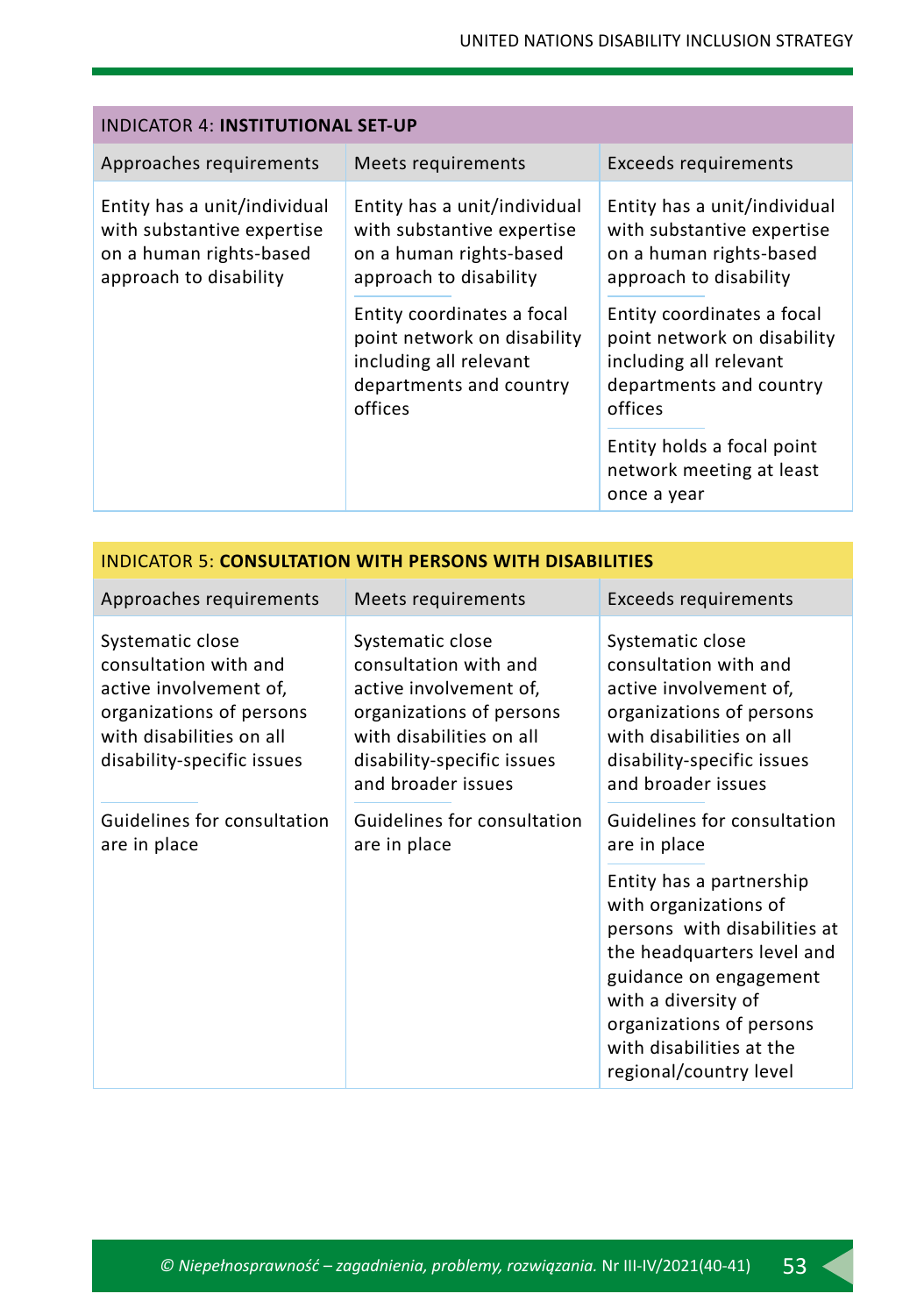| INDICATOR 4: **INSTITUTIONAL SET-UP** | | |
|---|---|---|
| Approaches requirements | Meets requirements | Exceeds requirements |
| Entity has a unit/individual with substantive expertise on a human rights-based approach to disability | Entity has a unit/individual with substantive expertise on a human rights-based approach to disability<br><br>Entity coordinates a focal point network on disability including all relevant departments and country offices | Entity has a unit/individual with substantive expertise on a human rights-based approach to disability<br><br>Entity coordinates a focal point network on disability including all relevant departments and country offices<br><br>Entity holds a focal point network meeting at least once a year |

| INDICATOR 5: **CONSULTATION WITH PERSONS WITH DISABILITIES** | | |
|---|---|---|
| Approaches requirements | Meets requirements | Exceeds requirements |
| Systematic close consultation with and active involvement of, organizations of persons with disabilities on all disability-specific issues<br><br>Guidelines for consultation are in place | Systematic close consultation with and active involvement of, organizations of persons with disabilities on all disability-specific issues and broader issues<br><br>Guidelines for consultation are in place | Systematic close consultation with and active involvement of, organizations of persons with disabilities on all disability-specific issues and broader issues<br><br>Guidelines for consultation are in place<br><br>Entity has a partnership with organizations of persons with disabilities at the headquarters level and guidance on engagement with a diversity of organizations of persons with disabilities at the regional/country level |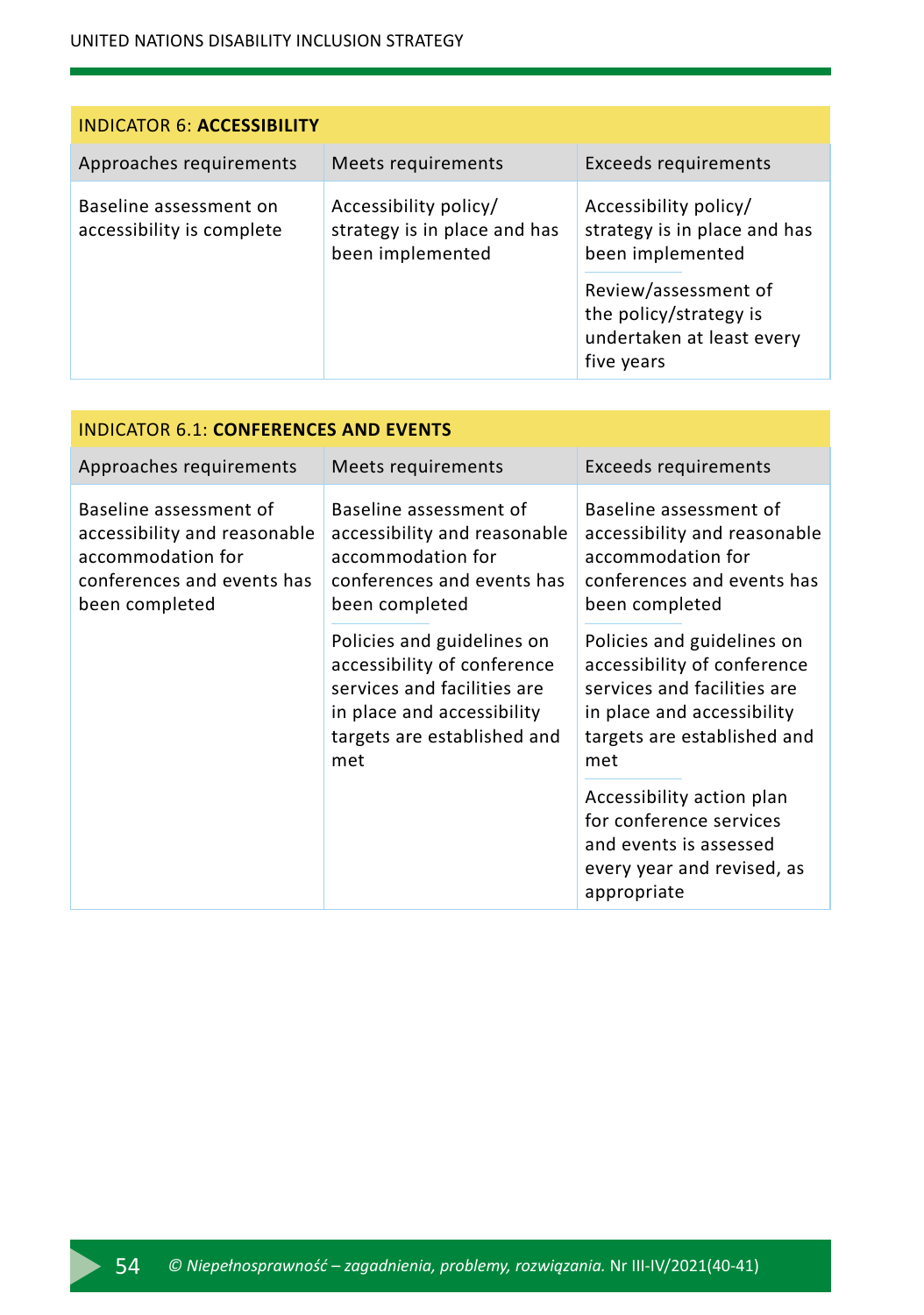| INDICATOR 6: **ACCESSIBILITY** | | |
|---|---|---|
| Approaches requirements | Meets requirements | Exceeds requirements |
| Baseline assessment on accessibility is complete | Accessibility policy/ strategy is in place and has been implemented | Accessibility policy/ strategy is in place and has been implemented<br><br>Review/assessment of the policy/strategy is undertaken at least every five years |

| INDICATOR 6.1: **CONFERENCES AND EVENTS** | | |
|---|---|---|
| Approaches requirements | Meets requirements | Exceeds requirements |
| Baseline assessment of accessibility and reasonable accommodation for conferences and events has been completed | Baseline assessment of accessibility and reasonable accommodation for conferences and events has been completed<br><br>Policies and guidelines on accessibility of conference services and facilities are in place and accessibility targets are established and met | Baseline assessment of accessibility and reasonable accommodation for conferences and events has been completed<br><br>Policies and guidelines on accessibility of conference services and facilities are in place and accessibility targets are established and met<br><br>Accessibility action plan for conference services and events is assessed every year and revised, as appropriate |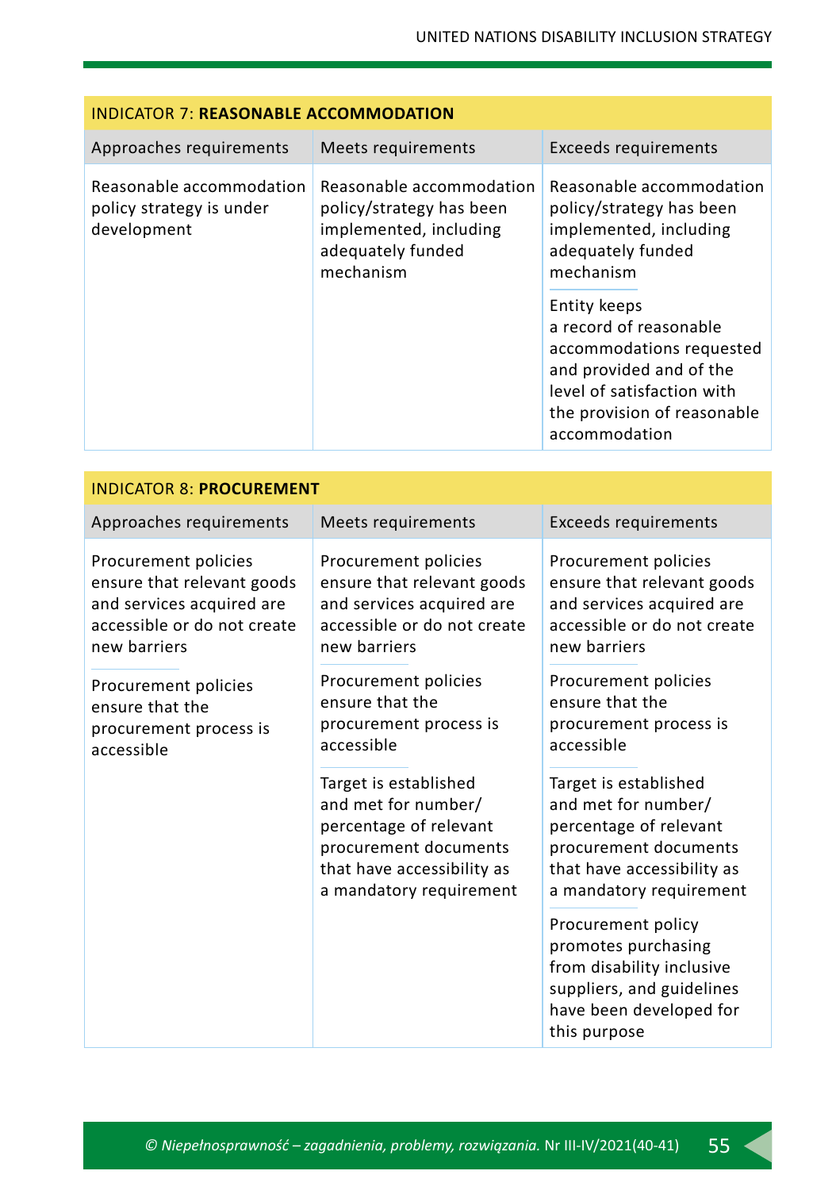| INDICATOR 7: **REASONABLE ACCOMMODATION** | | |
|---|---|---|
| Approaches requirements | Meets requirements | Exceeds requirements |
| Reasonable accommodation policy strategy is under development | Reasonable accommodation policy/strategy has been implemented, including adequately funded mechanism | Reasonable accommodation policy/strategy has been implemented, including adequately funded mechanism<br><br>Entity keeps a record of reasonable accommodations requested and provided and of the level of satisfaction with the provision of reasonable accommodation |

| INDICATOR 8: **PROCUREMENT** | | |
|---|---|---|
| Approaches requirements | Meets requirements | Exceeds requirements |
| Procurement policies ensure that relevant goods and services acquired are accessible or do not create new barriers<br><br>Procurement policies ensure that the procurement process is accessible | Procurement policies ensure that relevant goods and services acquired are accessible or do not create new barriers<br><br>Procurement policies ensure that the procurement process is accessible<br><br>Target is established and met for number/ percentage of relevant procurement documents that have accessibility as a mandatory requirement | Procurement policies ensure that relevant goods and services acquired are accessible or do not create new barriers<br><br>Procurement policies ensure that the procurement process is accessible<br><br>Target is established and met for number/ percentage of relevant procurement documents that have accessibility as a mandatory requirement<br><br>Procurement policy promotes purchasing from disability inclusive suppliers, and guidelines have been developed for this purpose |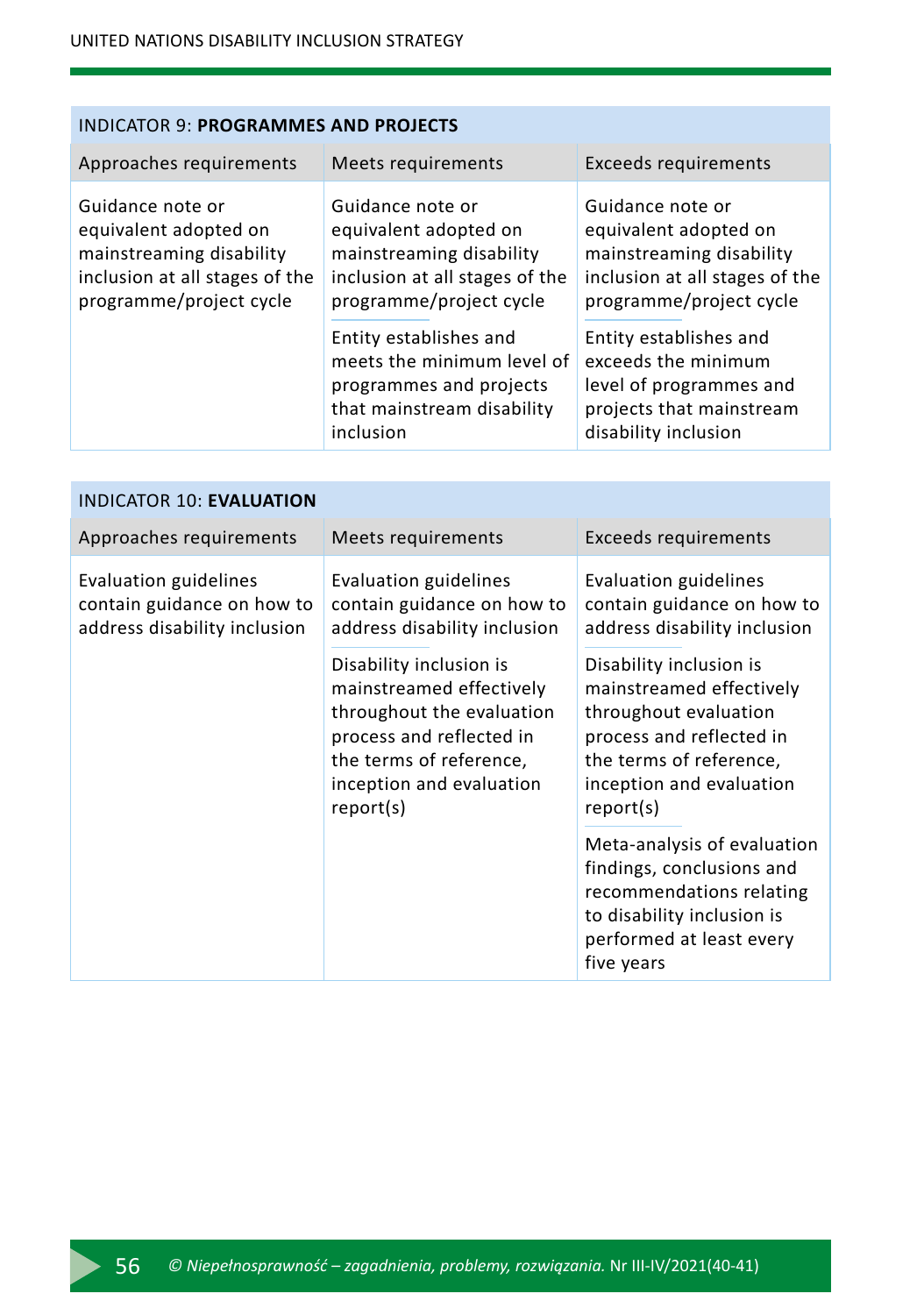| INDICATOR 9: **PROGRAMMES AND PROJECTS** | | |
|---|---|---|
| Approaches requirements | Meets requirements | Exceeds requirements |
| Guidance note or equivalent adopted on mainstreaming disability inclusion at all stages of the programme/project cycle | Guidance note or equivalent adopted on mainstreaming disability inclusion at all stages of the programme/project cycle<br><br>Entity establishes and meets the minimum level of programmes and projects that mainstream disability inclusion | Guidance note or equivalent adopted on mainstreaming disability inclusion at all stages of the programme/project cycle<br><br>Entity establishes and exceeds the minimum level of programmes and projects that mainstream disability inclusion |

| INDICATOR 10: **EVALUATION** | | |
|---|---|---|
| Approaches requirements | Meets requirements | Exceeds requirements |
| Evaluation guidelines contain guidance on how to address disability inclusion | Evaluation guidelines contain guidance on how to address disability inclusion<br><br>Disability inclusion is mainstreamed effectively throughout the evaluation process and reflected in the terms of reference, inception and evaluation report(s) | Evaluation guidelines contain guidance on how to address disability inclusion<br><br>Disability inclusion is mainstreamed effectively throughout evaluation process and reflected in the terms of reference, inception and evaluation report(s)<br><br>Meta-analysis of evaluation findings, conclusions and recommendations relating to disability inclusion is performed at least every five years |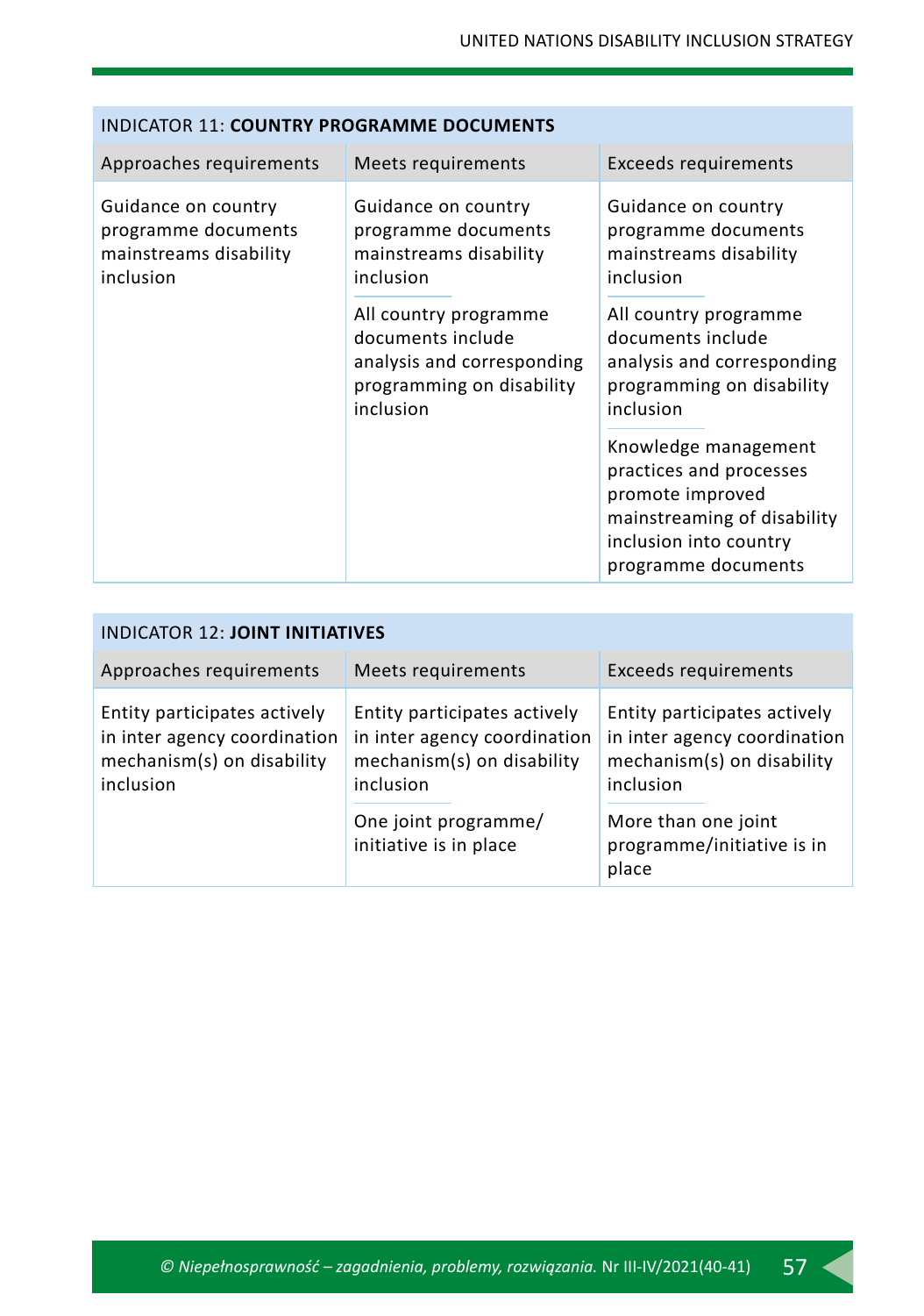| INDICATOR 11: **COUNTRY PROGRAMME DOCUMENTS** | | |
|---|---|---|
| Approaches requirements | Meets requirements | Exceeds requirements |
| Guidance on country programme documents mainstreams disability inclusion | Guidance on country programme documents mainstreams disability inclusion<br><br>All country programme documents include analysis and corresponding programming on disability inclusion | Guidance on country programme documents mainstreams disability inclusion<br><br>All country programme documents include analysis and corresponding programming on disability inclusion<br><br>Knowledge management practices and processes promote improved mainstreaming of disability inclusion into country programme documents |

| INDICATOR 12: **JOINT INITIATIVES** | | |
|---|---|---|
| Approaches requirements | Meets requirements | Exceeds requirements |
| Entity participates actively in inter agency coordination mechanism(s) on disability inclusion | Entity participates actively in inter agency coordination mechanism(s) on disability inclusion<br><br>One joint programme/ initiative is in place | Entity participates actively in inter agency coordination mechanism(s) on disability inclusion<br><br>More than one joint programme/initiative is in place |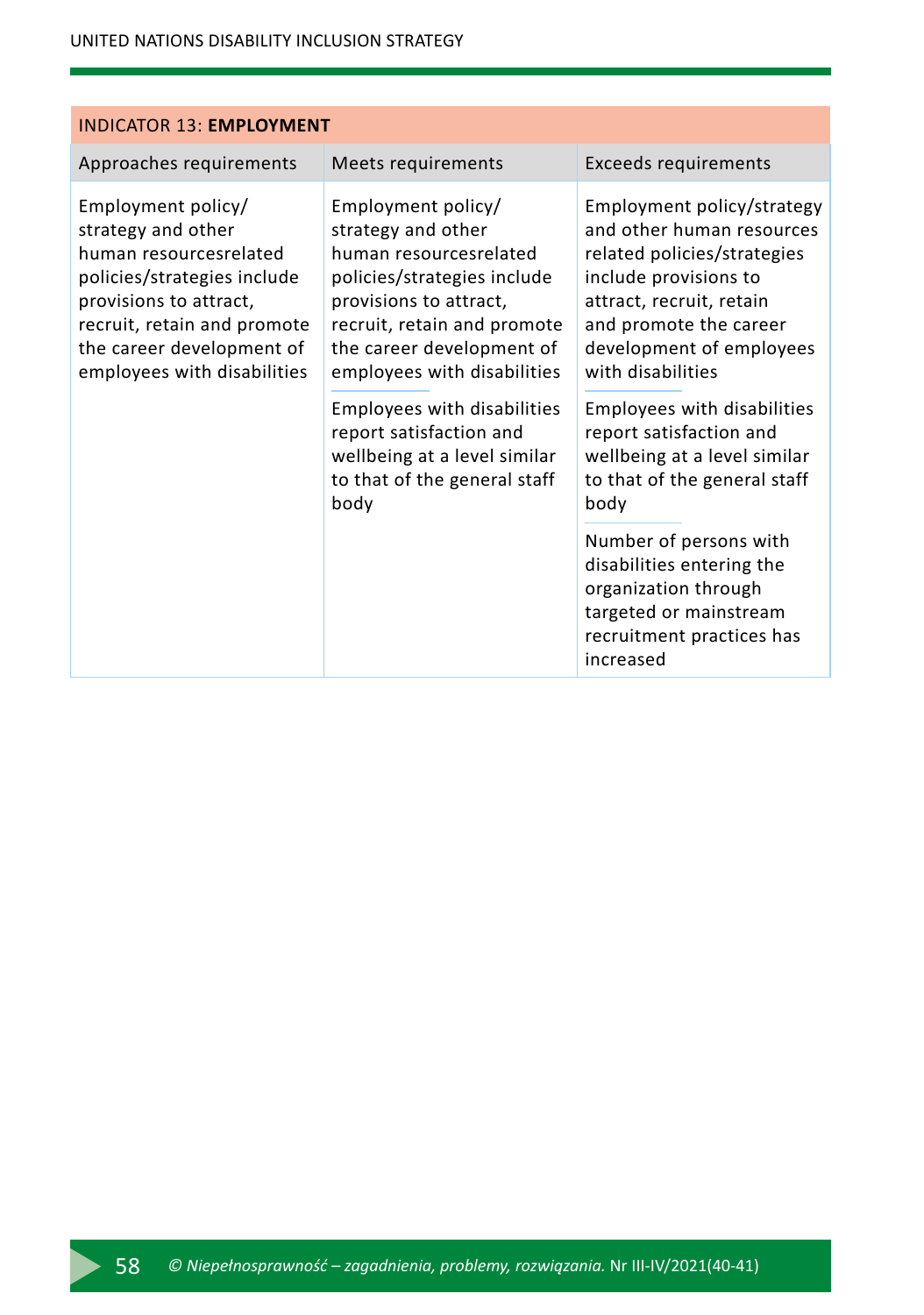| INDICATOR 13: **EMPLOYMENT** | | |
|---|---|---|
| Approaches requirements | Meets requirements | Exceeds requirements |
| Employment policy/strategy and other human resourcesrelated policies/strategies include provisions to attract, recruit, retain and promote the career development of employees with disabilities | Employment policy/strategy and other human resourcesrelated policies/strategies include provisions to attract, recruit, retain and promote the career development of employees with disabilities<br><br>Employees with disabilities report satisfaction and wellbeing at a level similar to that of the general staff body | Employment policy/strategy and other human resources related policies/strategies include provisions to attract, recruit, retain and promote the career development of employees with disabilities<br><br>Employees with disabilities report satisfaction and wellbeing at a level similar to that of the general staff body<br><br>Number of persons with disabilities entering the organization through targeted or mainstream recruitment practices has increased |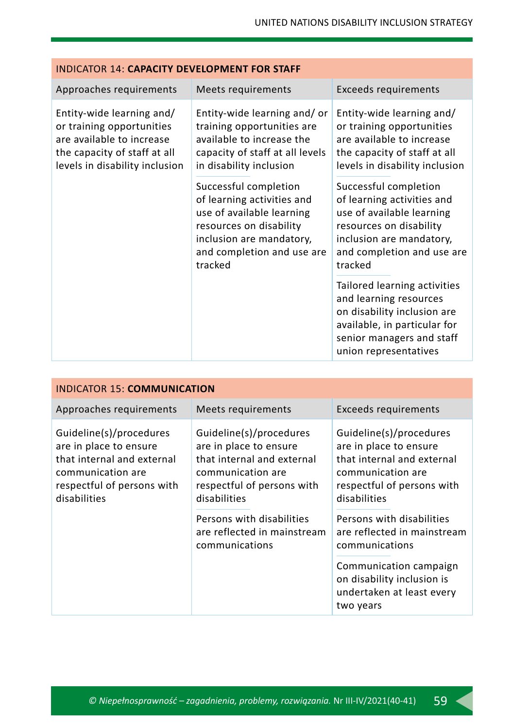| INDICATOR 14: **CAPACITY DEVELOPMENT FOR STAFF** | | |
|---|---|---|
| Approaches requirements | Meets requirements | Exceeds requirements |
| Entity-wide learning and/ or training opportunities are available to increase the capacity of staff at all levels in disability inclusion | Entity-wide learning and/ or training opportunities are available to increase the capacity of staff at all levels in disability inclusion<br><br>Successful completion of learning activities and use of available learning resources on disability inclusion are mandatory, and completion and use are tracked | Entity-wide learning and/ or training opportunities are available to increase the capacity of staff at all levels in disability inclusion<br><br>Successful completion of learning activities and use of available learning resources on disability inclusion are mandatory, and completion and use are tracked<br><br>Tailored learning activities and learning resources on disability inclusion are available, in particular for senior managers and staff union representatives |

| INDICATOR 15: **COMMUNICATION** | | |
|---|---|---|
| Approaches requirements | Meets requirements | Exceeds requirements |
| Guideline(s)/procedures are in place to ensure that internal and external communication are respectful of persons with disabilities | Guideline(s)/procedures are in place to ensure that internal and external communication are respectful of persons with disabilities<br><br>Persons with disabilities are reflected in mainstream communications | Guideline(s)/procedures are in place to ensure that internal and external communication are respectful of persons with disabilities<br><br>Persons with disabilities are reflected in mainstream communications<br><br>Communication campaign on disability inclusion is undertaken at least every two years |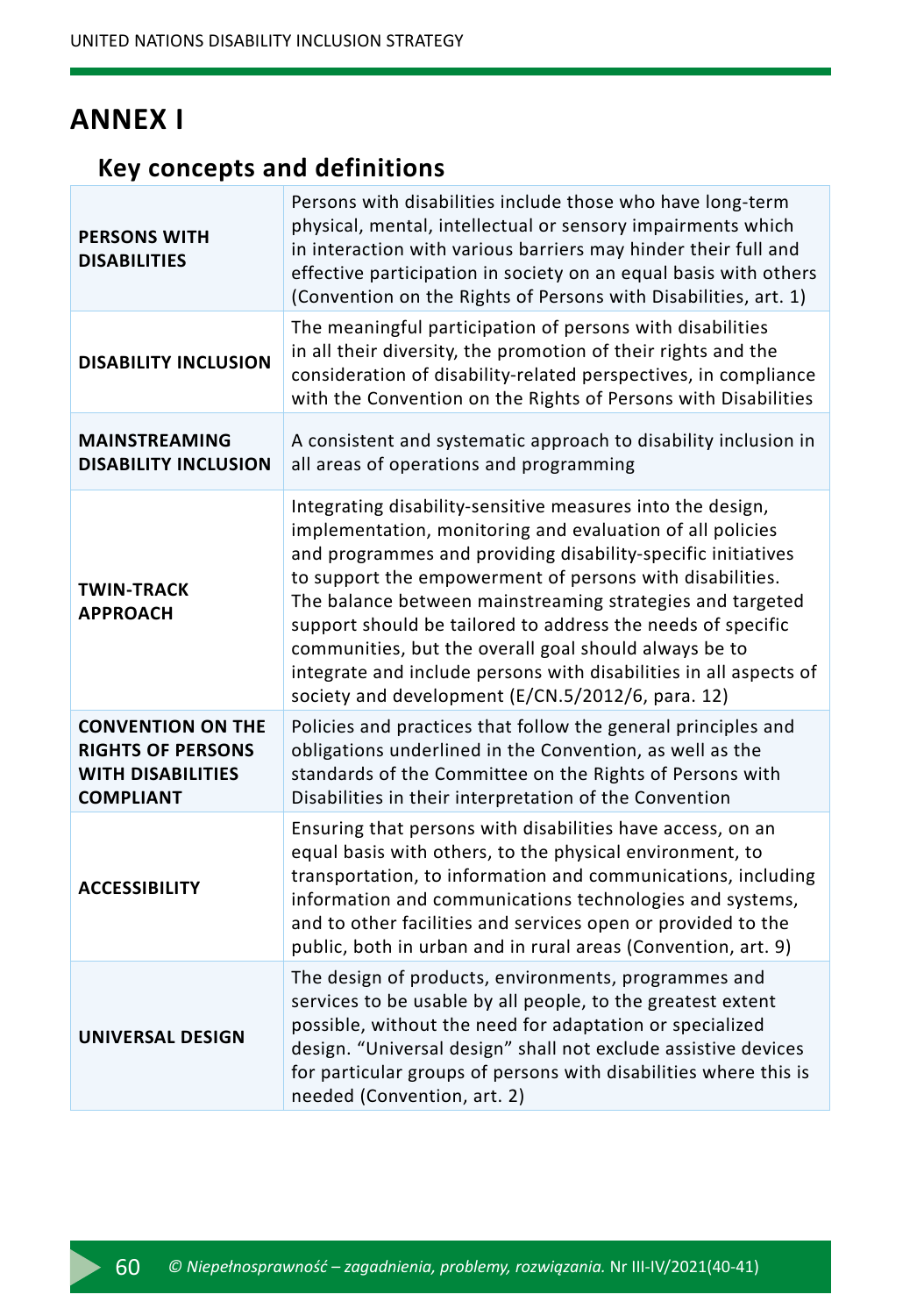# ANNEX I

## Key concepts and definitions

| | |
|---|---|
| **PERSONS WITH DISABILITIES** | Persons with disabilities include those who have long-term physical, mental, intellectual or sensory impairments which in interaction with various barriers may hinder their full and effective participation in society on an equal basis with others (Convention on the Rights of Persons with Disabilities, art. 1) |
| **DISABILITY INCLUSION** | The meaningful participation of persons with disabilities in all their diversity, the promotion of their rights and the consideration of disability-related perspectives, in compliance with the Convention on the Rights of Persons with Disabilities |
| **MAINSTREAMING DISABILITY INCLUSION** | A consistent and systematic approach to disability inclusion in all areas of operations and programming |
| **TWIN-TRACK APPROACH** | Integrating disability-sensitive measures into the design, implementation, monitoring and evaluation of all policies and programmes and providing disability-specific initiatives to support the empowerment of persons with disabilities. The balance between mainstreaming strategies and targeted support should be tailored to address the needs of specific communities, but the overall goal should always be to integrate and include persons with disabilities in all aspects of society and development (E/CN.5/2012/6, para. 12) |
| **CONVENTION ON THE RIGHTS OF PERSONS WITH DISABILITIES COMPLIANT** | Policies and practices that follow the general principles and obligations underlined in the Convention, as well as the standards of the Committee on the Rights of Persons with Disabilities in their interpretation of the Convention |
| **ACCESSIBILITY** | Ensuring that persons with disabilities have access, on an equal basis with others, to the physical environment, to transportation, to information and communications, including information and communications technologies and systems, and to other facilities and services open or provided to the public, both in urban and in rural areas (Convention, art. 9) |
| **UNIVERSAL DESIGN** | The design of products, environments, programmes and services to be usable by all people, to the greatest extent possible, without the need for adaptation or specialized design. "Universal design" shall not exclude assistive devices for particular groups of persons with disabilities where this is needed (Convention, art. 2) |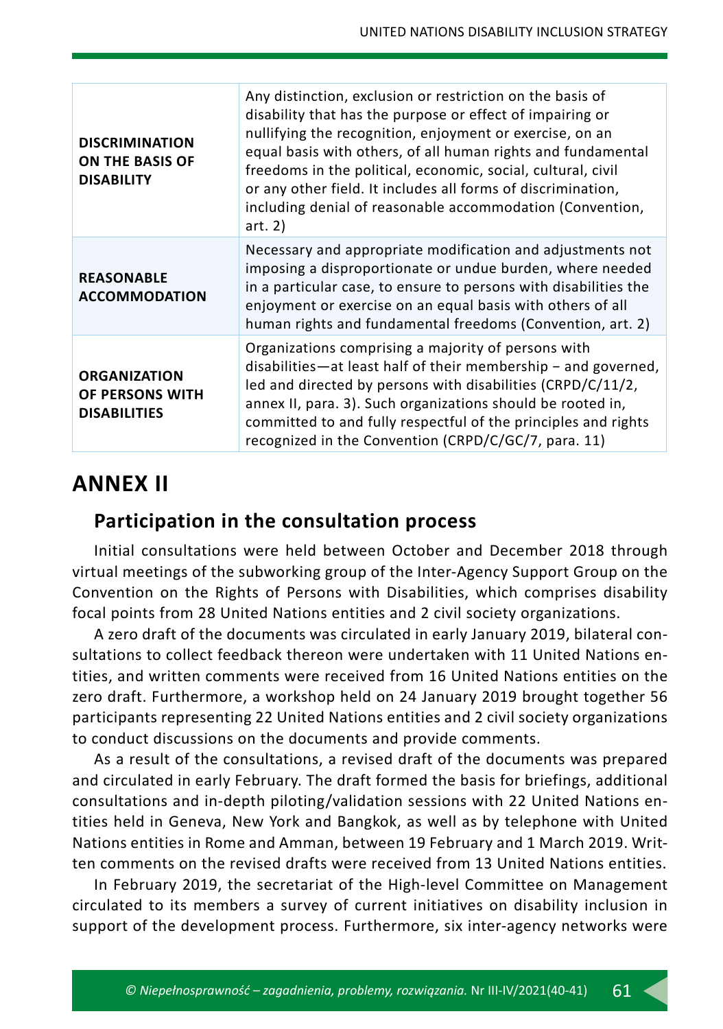| | |
|---|---|
| **DISCRIMINATION ON THE BASIS OF DISABILITY** | Any distinction, exclusion or restriction on the basis of disability that has the purpose or effect of impairing or nullifying the recognition, enjoyment or exercise, on an equal basis with others, of all human rights and fundamental freedoms in the political, economic, social, cultural, civil or any other field. It includes all forms of discrimination, including denial of reasonable accommodation (Convention, art. 2) |
| **REASONABLE ACCOMMODATION** | Necessary and appropriate modification and adjustments not imposing a disproportionate or undue burden, where needed in a particular case, to ensure to persons with disabilities the enjoyment or exercise on an equal basis with others of all human rights and fundamental freedoms (Convention, art. 2) |
| **ORGANIZATION OF PERSONS WITH DISABILITIES** | Organizations comprising a majority of persons with disabilities—at least half of their membership – and governed, led and directed by persons with disabilities (CRPD/C/11/2, annex II, para. 3). Such organizations should be rooted in, committed to and fully respectful of the principles and rights recognized in the Convention (CRPD/C/GC/7, para. 11) |

# ANNEX II

## Participation in the consultation process

Initial consultations were held between October and December 2018 through virtual meetings of the subworking group of the Inter-Agency Support Group on the Convention on the Rights of Persons with Disabilities, which comprises disability focal points from 28 United Nations entities and 2 civil society organizations.

A zero draft of the documents was circulated in early January 2019, bilateral consultations to collect feedback thereon were undertaken with 11 United Nations entities, and written comments were received from 16 United Nations entities on the zero draft. Furthermore, a workshop held on 24 January 2019 brought together 56 participants representing 22 United Nations entities and 2 civil society organizations to conduct discussions on the documents and provide comments.

As a result of the consultations, a revised draft of the documents was prepared and circulated in early February. The draft formed the basis for briefings, additional consultations and in-depth piloting/validation sessions with 22 United Nations entities held in Geneva, New York and Bangkok, as well as by telephone with United Nations entities in Rome and Amman, between 19 February and 1 March 2019. Written comments on the revised drafts were received from 13 United Nations entities.

In February 2019, the secretariat of the High-level Committee on Management circulated to its members a survey of current initiatives on disability inclusion in support of the development process. Furthermore, six inter-agency networks were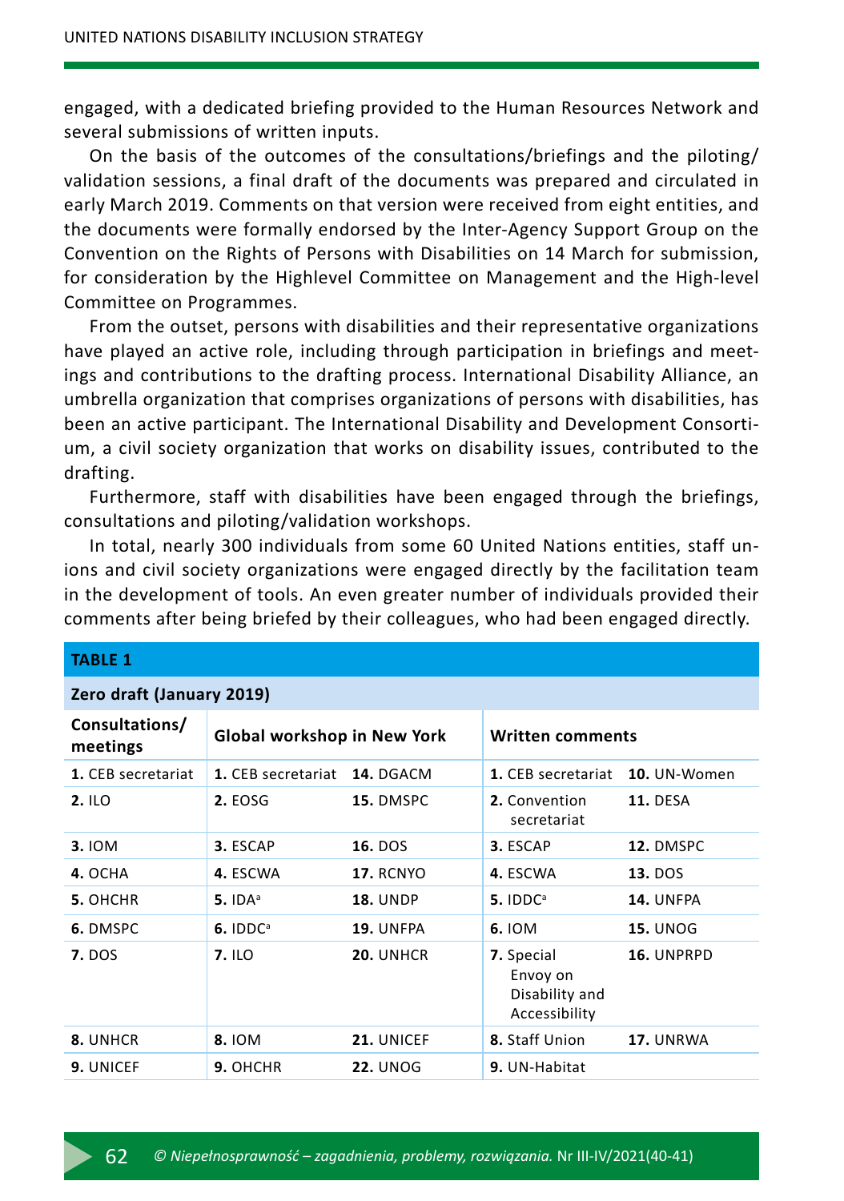engaged, with a dedicated briefing provided to the Human Resources Network and several submissions of written inputs.

On the basis of the outcomes of the consultations/briefings and the piloting/validation sessions, a final draft of the documents was prepared and circulated in early March 2019. Comments on that version were received from eight entities, and the documents were formally endorsed by the Inter-Agency Support Group on the Convention on the Rights of Persons with Disabilities on 14 March for submission, for consideration by the Highlevel Committee on Management and the High-level Committee on Programmes.

From the outset, persons with disabilities and their representative organizations have played an active role, including through participation in briefings and meetings and contributions to the drafting process. International Disability Alliance, an umbrella organization that comprises organizations of persons with disabilities, has been an active participant. The International Disability and Development Consortium, a civil society organization that works on disability issues, contributed to the drafting.

Furthermore, staff with disabilities have been engaged through the briefings, consultations and piloting/validation workshops.

In total, nearly 300 individuals from some 60 United Nations entities, staff unions and civil society organizations were engaged directly by the facilitation team in the development of tools. An even greater number of individuals provided their comments after being briefed by their colleagues, who had been engaged directly.

**TABLE 1**

**Zero draft (January 2019)**

| Consultations/ meetings | Global workshop in New York | | Written comments | |
|---|---|---|---|---|
| **1.** CEB secretariat | **1.** CEB secretariat | **14.** DGACM | **1.** CEB secretariat | **10.** UN-Women |
| **2.** ILO | **2.** EOSG | **15.** DMSPC | **2.** Convention secretariat | **11.** DESA |
| **3.** IOM | **3.** ESCAP | **16.** DOS | **3.** ESCAP | **12.** DMSPC |
| **4.** OCHA | **4.** ESCWA | **17.** RCNYO | **4.** ESCWA | **13.** DOS |
| **5.** OHCHR | **5.** IDA[a] | **18.** UNDP | **5.** IDDC[a] | **14.** UNFPA |
| **6.** DMSPC | **6.** IDDC[a] | **19.** UNFPA | **6.** IOM | **15.** UNOG |
| **7.** DOS | **7.** ILO | **20.** UNHCR | **7.** Special Envoy on Disability and Accessibility | **16.** UNPRPD |
| **8.** UNHCR | **8.** IOM | **21.** UNICEF | **8.** Staff Union | **17.** UNRWA |
| **9.** UNICEF | **9.** OHCHR | **22.** UNOG | **9.** UN-Habitat | |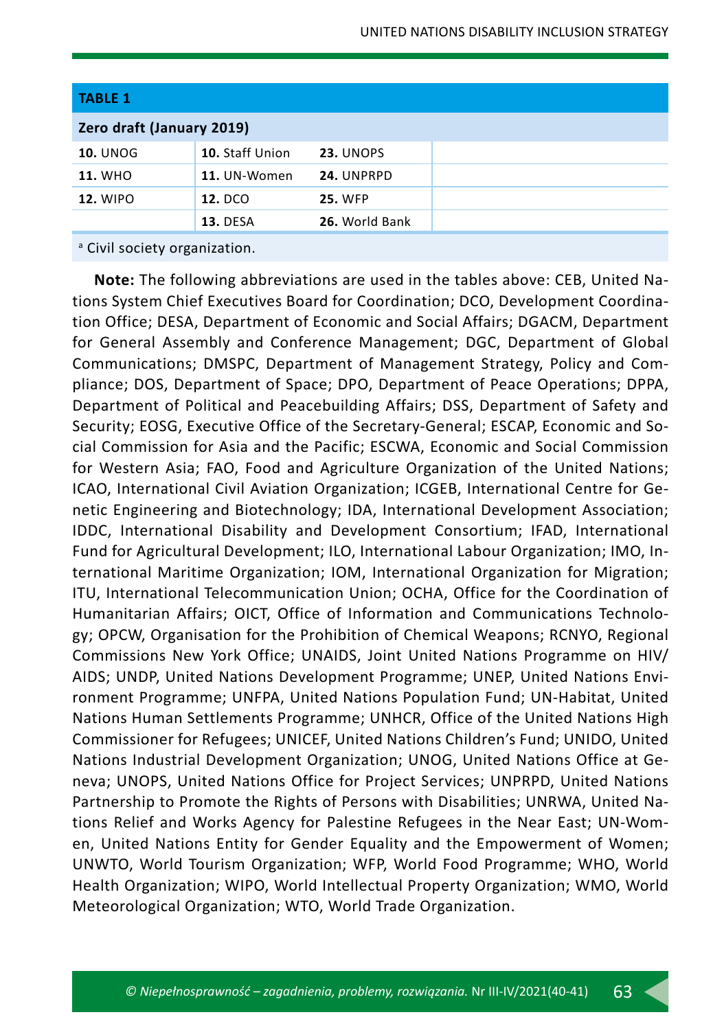| TABLE 1 | | | |
|---|---|---|---|
| **Zero draft (January 2019)** | | | |
| **10.** UNOG | **10.** Staff Union | **23.** UNOPS | |
| **11.** WHO | **11.** UN-Women | **24.** UNPRPD | |
| **12.** WIPO | **12.** DCO | **25.** WFP | |
| | **13.** DESA | **26.** World Bank | |

[a] Civil society organization.

**Note:** The following abbreviations are used in the tables above: CEB, United Nations System Chief Executives Board for Coordination; DCO, Development Coordination Office; DESA, Department of Economic and Social Affairs; DGACM, Department for General Assembly and Conference Management; DGC, Department of Global Communications; DMSPC, Department of Management Strategy, Policy and Compliance; DOS, Department of Space; DPO, Department of Peace Operations; DPPA, Department of Political and Peacebuilding Affairs; DSS, Department of Safety and Security; EOSG, Executive Office of the Secretary-General; ESCAP, Economic and Social Commission for Asia and the Pacific; ESCWA, Economic and Social Commission for Western Asia; FAO, Food and Agriculture Organization of the United Nations; ICAO, International Civil Aviation Organization; ICGEB, International Centre for Genetic Engineering and Biotechnology; IDA, International Development Association; IDDC, International Disability and Development Consortium; IFAD, International Fund for Agricultural Development; ILO, International Labour Organization; IMO, International Maritime Organization; IOM, International Organization for Migration; ITU, International Telecommunication Union; OCHA, Office for the Coordination of Humanitarian Affairs; OICT, Office of Information and Communications Technology; OPCW, Organisation for the Prohibition of Chemical Weapons; RCNYO, Regional Commissions New York Office; UNAIDS, Joint United Nations Programme on HIV/AIDS; UNDP, United Nations Development Programme; UNEP, United Nations Environment Programme; UNFPA, United Nations Population Fund; UN-Habitat, United Nations Human Settlements Programme; UNHCR, Office of the United Nations High Commissioner for Refugees; UNICEF, United Nations Children's Fund; UNIDO, United Nations Industrial Development Organization; UNOG, United Nations Office at Geneva; UNOPS, United Nations Office for Project Services; UNPRPD, United Nations Partnership to Promote the Rights of Persons with Disabilities; UNRWA, United Nations Relief and Works Agency for Palestine Refugees in the Near East; UN-Women, United Nations Entity for Gender Equality and the Empowerment of Women; UNWTO, World Tourism Organization; WFP, World Food Programme; WHO, World Health Organization; WIPO, World Intellectual Property Organization; WMO, World Meteorological Organization; WTO, World Trade Organization.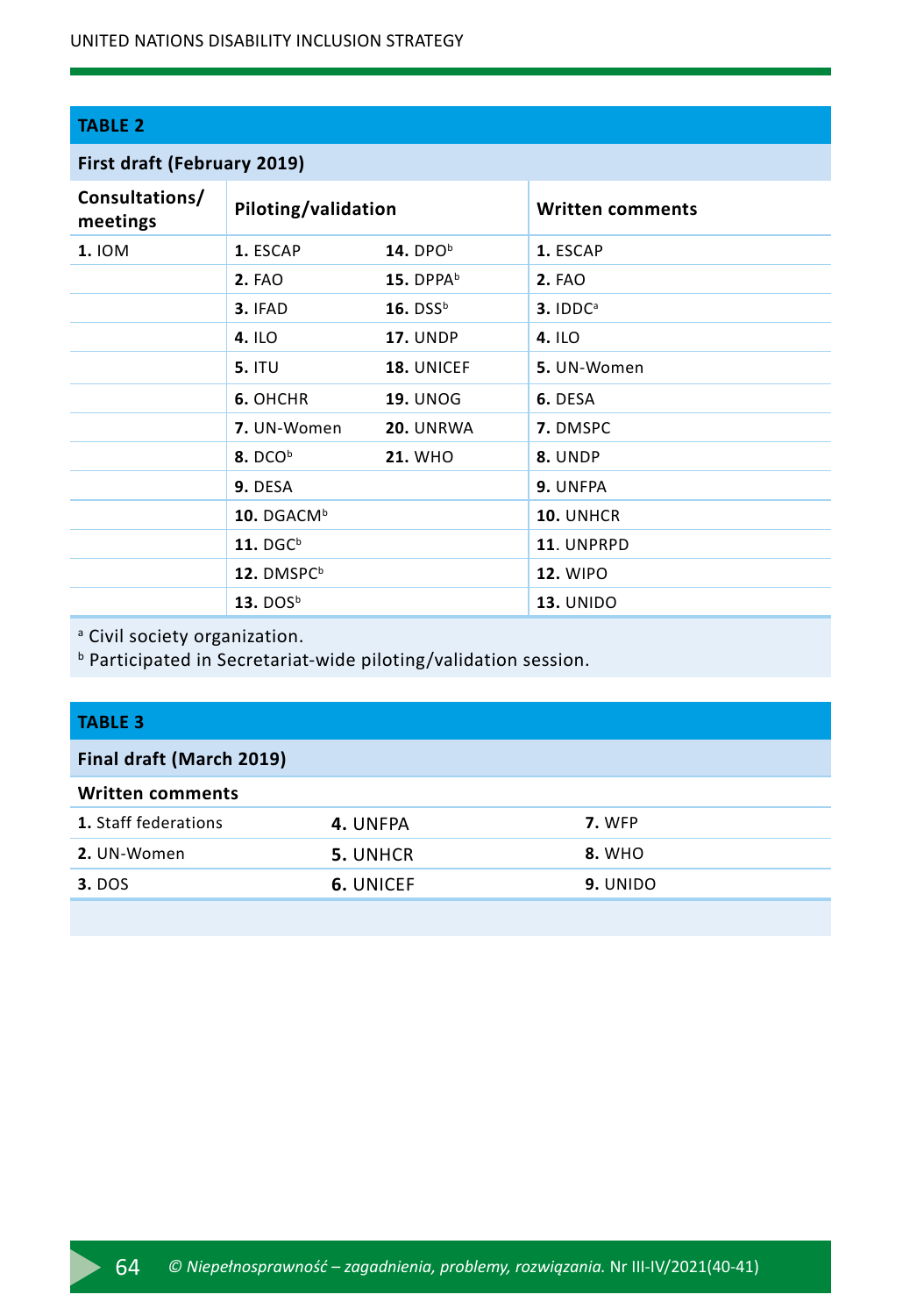**TABLE 2**

**First draft (February 2019)**

| Consultations/ meetings | Piloting/validation | | Written comments |
|---|---|---|---|
| **1.** IOM | **1.** ESCAP | **14.** DPO[b] | **1.** ESCAP |
| | **2.** FAO | **15.** DPPA[b] | **2.** FAO |
| | **3.** IFAD | **16.** DSS[b] | **3.** IDDC[a] |
| | **4.** ILO | **17.** UNDP | **4.** ILO |
| | **5.** ITU | **18.** UNICEF | **5.** UN-Women |
| | **6.** OHCHR | **19.** UNOG | **6.** DESA |
| | **7.** UN-Women | **20.** UNRWA | **7.** DMSPC |
| | **8.** DCO[b] | **21.** WHO | **8.** UNDP |
| | **9.** DESA | | **9.** UNFPA |
| | **10.** DGACM[b] | | **10.** UNHCR |
| | **11.** DGC[b] | | **11**. UNPRPD |
| | **12.** DMSPC[b] | | **12.** WIPO |
| | **13.** DOS[b] | | **13.** UNIDO |

[a] Civil society organization.
[b] Participated in Secretariat-wide piloting/validation session.

**TABLE 3**

**Final draft (March 2019)**

| Written comments | | |
|---|---|---|
| **1.** Staff federations | **4.** UNFPA | **7.** WFP |
| **2.** UN-Women | **5.** UNHCR | **8.** WHO |
| **3.** DOS | **6.** UNICEF | **9.** UNIDO |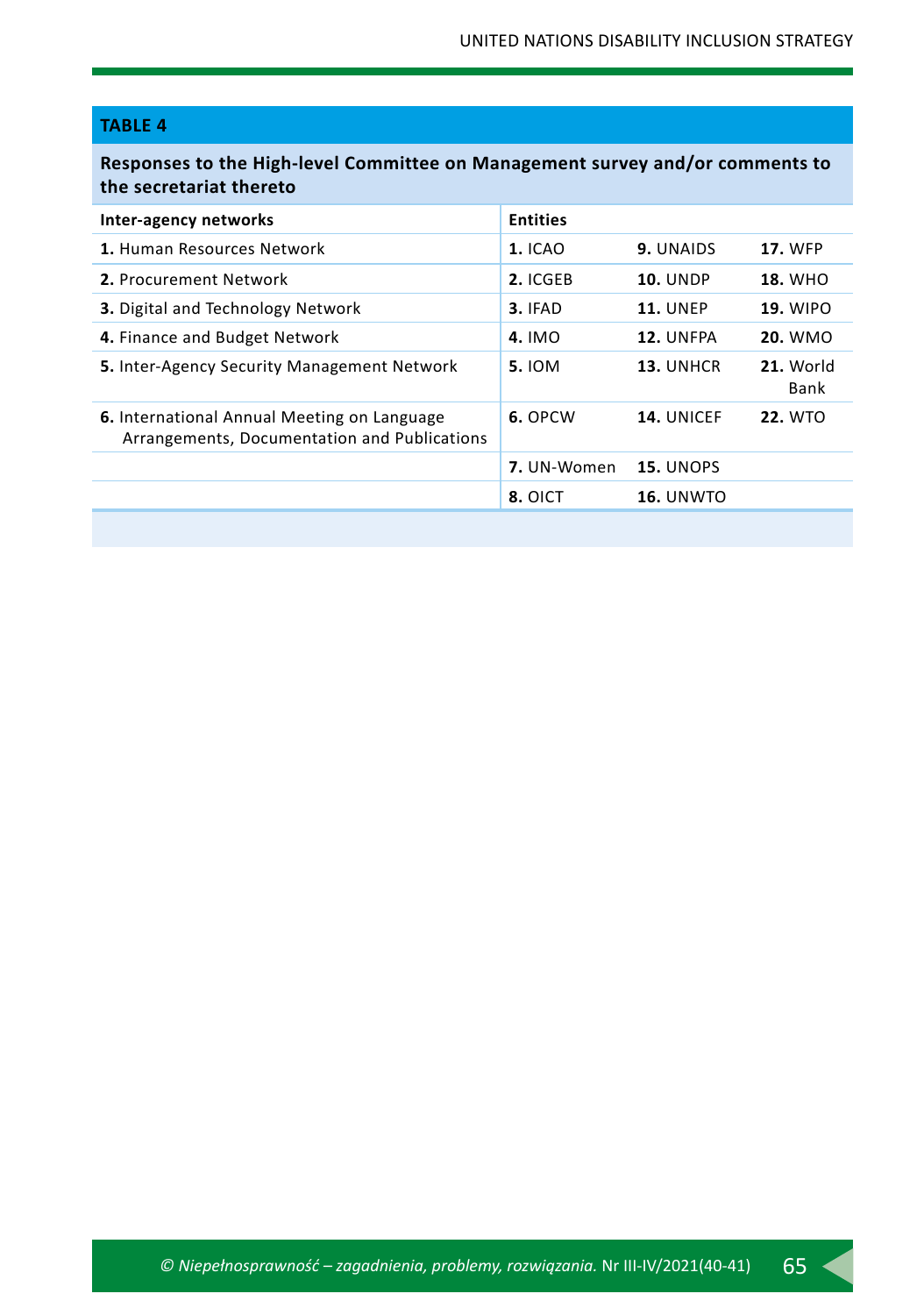**TABLE 4**

**Responses to the High-level Committee on Management survey and/or comments to the secretariat thereto**

| **Inter-agency networks** | **Entities** | | |
|---|---|---|---|
| **1.** Human Resources Network | **1.** ICAO | **9.** UNAIDS | **17.** WFP |
| **2.** Procurement Network | **2.** ICGEB | **10.** UNDP | **18.** WHO |
| **3.** Digital and Technology Network | **3.** IFAD | **11.** UNEP | **19.** WIPO |
| **4.** Finance and Budget Network | **4.** IMO | **12.** UNFPA | **20.** WMO |
| **5.** Inter-Agency Security Management Network | **5.** IOM | **13.** UNHCR | **21.** World Bank |
| **6.** International Annual Meeting on Language Arrangements, Documentation and Publications | **6.** OPCW | **14.** UNICEF | **22.** WTO |
| | **7.** UN-Women | **15.** UNOPS | |
| | **8.** OICT | **16.** UNWTO | |